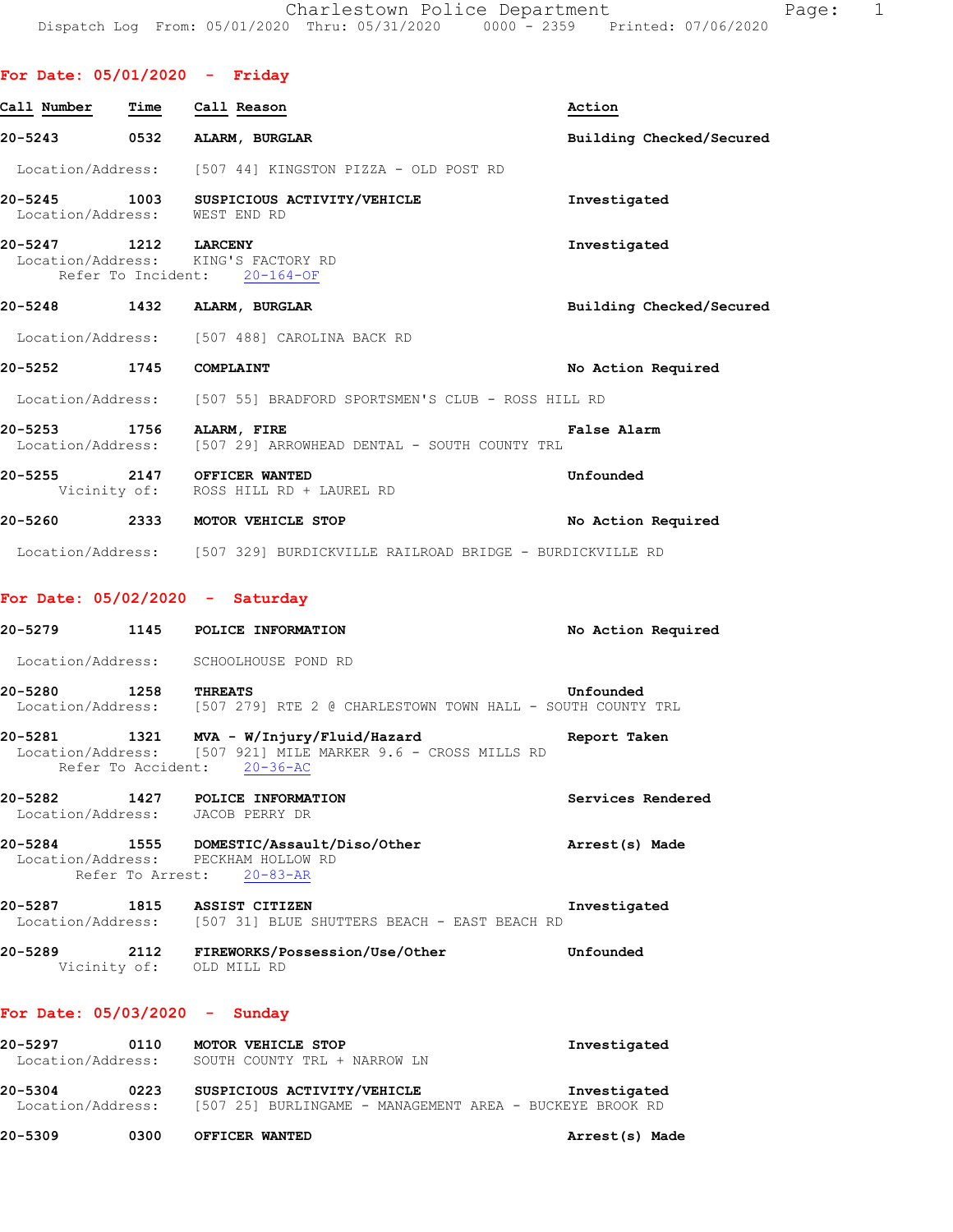Charlestown Police Department

Dispatch Log From: 05/01/2020 Thru: 05/31/2020 0000 - 2359 Printed: 07/06/2020

## For Date: 05/01/2020 - Friday

| Call Number | Time | Call Reason | Action |
|---|---|---|---|
| 20-5243 | 0532 | ALARM, BURGLAR | Building Checked/Secured |

Location/Address: [507 44] KINGSTON PIZZA - OLD POST RD

| Call Number | Time | Call Reason | Action |
|---|---|---|---|
| 20-5245 | 1003 | SUSPICIOUS ACTIVITY/VEHICLE | Investigated |

Location/Address: WEST END RD

| Call Number | Time | Call Reason | Action |
|---|---|---|---|
| 20-5247 | 1212 | LARCENY | Investigated |

Location/Address: KING'S FACTORY RD
Refer To Incident: 20-164-OF

| Call Number | Time | Call Reason | Action |
|---|---|---|---|
| 20-5248 | 1432 | ALARM, BURGLAR | Building Checked/Secured |

Location/Address: [507 488] CAROLINA BACK RD

| Call Number | Time | Call Reason | Action |
|---|---|---|---|
| 20-5252 | 1745 | COMPLAINT | No Action Required |

Location/Address: [507 55] BRADFORD SPORTSMEN'S CLUB - ROSS HILL RD

| Call Number | Time | Call Reason | Action |
|---|---|---|---|
| 20-5253 | 1756 | ALARM, FIRE | False Alarm |

Location/Address: [507 29] ARROWHEAD DENTAL - SOUTH COUNTY TRL

| Call Number | Time | Call Reason | Action |
|---|---|---|---|
| 20-5255 | 2147 | OFFICER WANTED | Unfounded |

Vicinity of: ROSS HILL RD + LAUREL RD

| Call Number | Time | Call Reason | Action |
|---|---|---|---|
| 20-5260 | 2333 | MOTOR VEHICLE STOP | No Action Required |

Location/Address: [507 329] BURDICKVILLE RAILROAD BRIDGE - BURDICKVILLE RD

## For Date: 05/02/2020 - Saturday

| Call Number | Time | Call Reason | Action |
|---|---|---|---|
| 20-5279 | 1145 | POLICE INFORMATION | No Action Required |

Location/Address: SCHOOLHOUSE POND RD

| Call Number | Time | Call Reason | Action |
|---|---|---|---|
| 20-5280 | 1258 | THREATS | Unfounded |

Location/Address: [507 279] RTE 2 @ CHARLESTOWN TOWN HALL - SOUTH COUNTY TRL

| Call Number | Time | Call Reason | Action |
|---|---|---|---|
| 20-5281 | 1321 | MVA - W/Injury/Fluid/Hazard | Report Taken |

Location/Address: [507 921] MILE MARKER 9.6 - CROSS MILLS RD
Refer To Accident: 20-36-AC

| Call Number | Time | Call Reason | Action |
|---|---|---|---|
| 20-5282 | 1427 | POLICE INFORMATION | Services Rendered |

Location/Address: JACOB PERRY DR

| Call Number | Time | Call Reason | Action |
|---|---|---|---|
| 20-5284 | 1555 | DOMESTIC/Assault/Diso/Other | Arrest(s) Made |

Location/Address: PECKHAM HOLLOW RD
Refer To Arrest: 20-83-AR

| Call Number | Time | Call Reason | Action |
|---|---|---|---|
| 20-5287 | 1815 | ASSIST CITIZEN | Investigated |

Location/Address: [507 31] BLUE SHUTTERS BEACH - EAST BEACH RD

| Call Number | Time | Call Reason | Action |
|---|---|---|---|
| 20-5289 | 2112 | FIREWORKS/Possession/Use/Other | Unfounded |

Vicinity of: OLD MILL RD

## For Date: 05/03/2020 - Sunday

| Call Number | Time | Call Reason | Action |
|---|---|---|---|
| 20-5297 | 0110 | MOTOR VEHICLE STOP | Investigated |

Location/Address: SOUTH COUNTY TRL + NARROW LN

| Call Number | Time | Call Reason | Action |
|---|---|---|---|
| 20-5304 | 0223 | SUSPICIOUS ACTIVITY/VEHICLE | Investigated |

Location/Address: [507 25] BURLINGAME - MANAGEMENT AREA - BUCKEYE BROOK RD

| Call Number | Time | Call Reason | Action |
|---|---|---|---|
| 20-5309 | 0300 | OFFICER WANTED | Arrest(s) Made |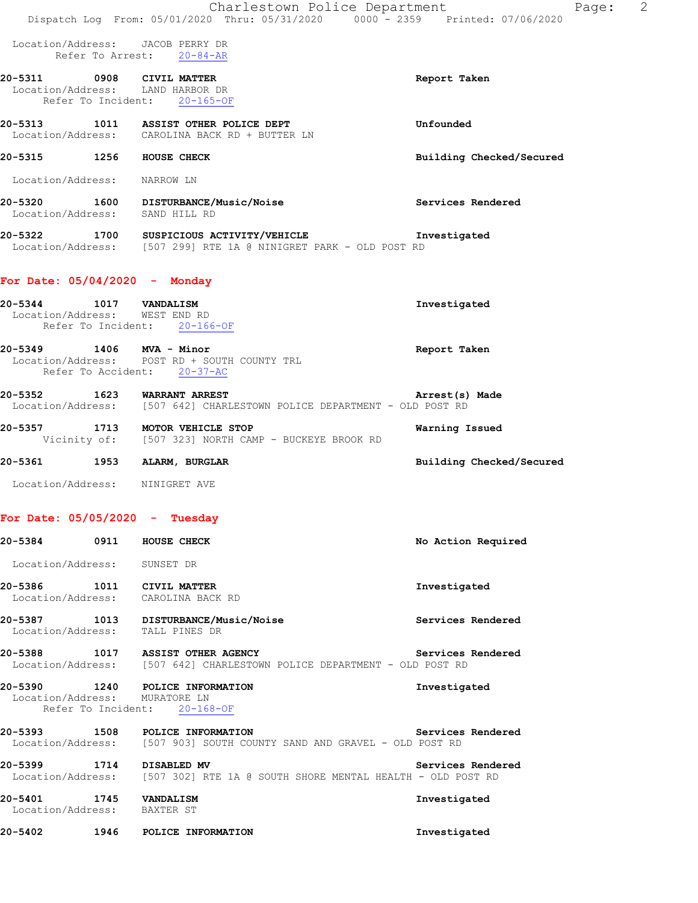Location/Address: JACOB PERRY DR
Refer To Arrest: 20-84-AR

**20-5311 0908 CIVIL MATTER** — **Report Taken**
Location/Address: LAND HARBOR DR
Refer To Incident: 20-165-OF

**20-5313 1011 ASSIST OTHER POLICE DEPT** — **Unfounded**
Location/Address: CAROLINA BACK RD + BUTTER LN

**20-5315 1256 HOUSE CHECK** — **Building Checked/Secured**
Location/Address: NARROW LN

**20-5320 1600 DISTURBANCE/Music/Noise** — **Services Rendered**
Location/Address: SAND HILL RD

**20-5322 1700 SUSPICIOUS ACTIVITY/VEHICLE** — **Investigated**
Location/Address: [507 299] RTE 1A @ NINIGRET PARK - OLD POST RD

## For Date: 05/04/2020 - Monday

**20-5344 1017 VANDALISM** — **Investigated**
Location/Address: WEST END RD
Refer To Incident: 20-166-OF

**20-5349 1406 MVA - Minor** — **Report Taken**
Location/Address: POST RD + SOUTH COUNTY TRL
Refer To Accident: 20-37-AC

**20-5352 1623 WARRANT ARREST** — **Arrest(s) Made**
Location/Address: [507 642] CHARLESTOWN POLICE DEPARTMENT - OLD POST RD

**20-5357 1713 MOTOR VEHICLE STOP** — **Warning Issued**
Vicinity of: [507 323] NORTH CAMP - BUCKEYE BROOK RD

**20-5361 1953 ALARM, BURGLAR** — **Building Checked/Secured**
Location/Address: NINIGRET AVE

## For Date: 05/05/2020 - Tuesday

**20-5384 0911 HOUSE CHECK** — **No Action Required**
Location/Address: SUNSET DR

**20-5386 1011 CIVIL MATTER** — **Investigated**
Location/Address: CAROLINA BACK RD

**20-5387 1013 DISTURBANCE/Music/Noise** — **Services Rendered**
Location/Address: TALL PINES DR

**20-5388 1017 ASSIST OTHER AGENCY** — **Services Rendered**
Location/Address: [507 642] CHARLESTOWN POLICE DEPARTMENT - OLD POST RD

**20-5390 1240 POLICE INFORMATION** — **Investigated**
Location/Address: MURATORE LN
Refer To Incident: 20-168-OF

**20-5393 1508 POLICE INFORMATION** — **Services Rendered**
Location/Address: [507 903] SOUTH COUNTY SAND AND GRAVEL - OLD POST RD

**20-5399 1714 DISABLED MV** — **Services Rendered**
Location/Address: [507 302] RTE 1A @ SOUTH SHORE MENTAL HEALTH - OLD POST RD

**20-5401 1745 VANDALISM** — **Investigated**
Location/Address: BAXTER ST

**20-5402 1946 POLICE INFORMATION** — **Investigated**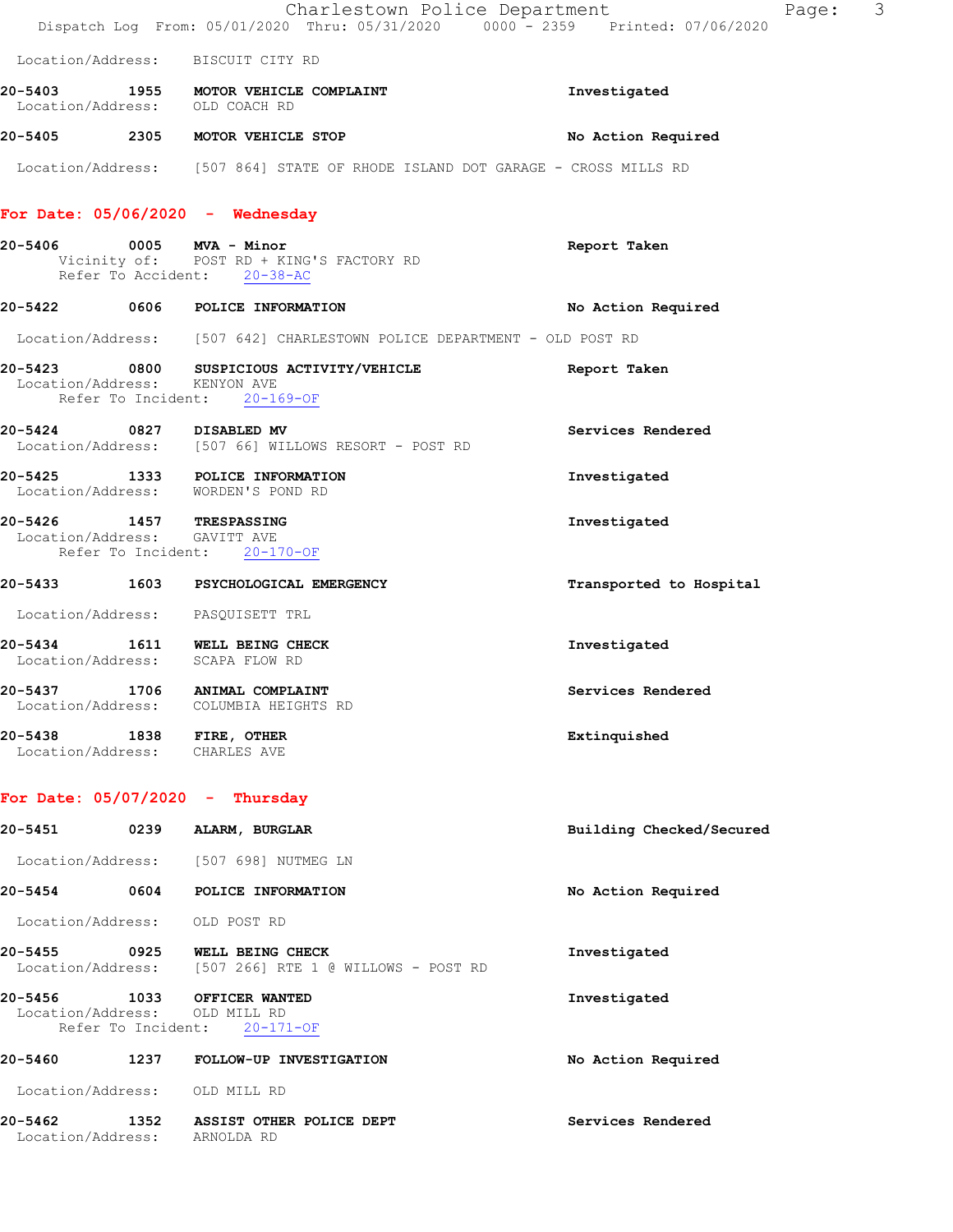Location/Address: BISCUIT CITY RD

**20-5403 1955 MOTOR VEHICLE COMPLAINT** Investigated
Location/Address: OLD COACH RD

**20-5405 2305 MOTOR VEHICLE STOP** No Action Required
Location/Address: [507 864] STATE OF RHODE ISLAND DOT GARAGE - CROSS MILLS RD

## For Date: 05/06/2020 - Wednesday

**20-5406 0005 MVA - Minor** Report Taken
Vicinity of: POST RD + KING'S FACTORY RD
Refer To Accident: 20-38-AC

**20-5422 0606 POLICE INFORMATION** No Action Required
Location/Address: [507 642] CHARLESTOWN POLICE DEPARTMENT - OLD POST RD

**20-5423 0800 SUSPICIOUS ACTIVITY/VEHICLE** Report Taken
Location/Address: KENYON AVE
Refer To Incident: 20-169-OF

**20-5424 0827 DISABLED MV** Services Rendered
Location/Address: [507 66] WILLOWS RESORT - POST RD

**20-5425 1333 POLICE INFORMATION** Investigated
Location/Address: WORDEN'S POND RD

**20-5426 1457 TRESPASSING** Investigated
Location/Address: GAVITT AVE
Refer To Incident: 20-170-OF

**20-5433 1603 PSYCHOLOGICAL EMERGENCY** Transported to Hospital
Location/Address: PASQUISETT TRL

**20-5434 1611 WELL BEING CHECK** Investigated
Location/Address: SCAPA FLOW RD

**20-5437 1706 ANIMAL COMPLAINT** Services Rendered
Location/Address: COLUMBIA HEIGHTS RD

**20-5438 1838 FIRE, OTHER** Extinquished
Location/Address: CHARLES AVE

## For Date: 05/07/2020 - Thursday

**20-5451 0239 ALARM, BURGLAR** Building Checked/Secured
Location/Address: [507 698] NUTMEG LN

**20-5454 0604 POLICE INFORMATION** No Action Required
Location/Address: OLD POST RD

**20-5455 0925 WELL BEING CHECK** Investigated
Location/Address: [507 266] RTE 1 @ WILLOWS - POST RD

**20-5456 1033 OFFICER WANTED** Investigated
Location/Address: OLD MILL RD
Refer To Incident: 20-171-OF

**20-5460 1237 FOLLOW-UP INVESTIGATION** No Action Required
Location/Address: OLD MILL RD

**20-5462 1352 ASSIST OTHER POLICE DEPT** Services Rendered
Location/Address: ARNOLDA RD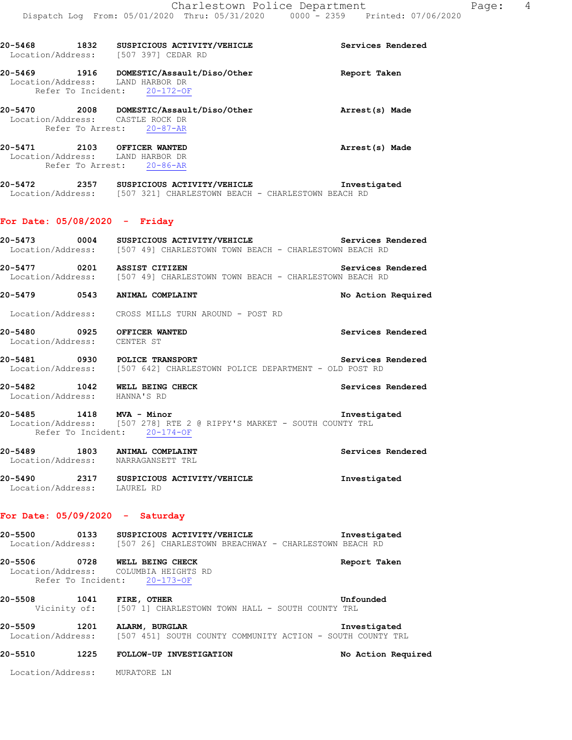20-5468 1832 **SUSPICIOUS ACTIVITY/VEHICLE** **Services Rendered**
Location/Address: [507 397] CEDAR RD

20-5469 1916 **DOMESTIC/Assault/Diso/Other** **Report Taken**
Location/Address: LAND HARBOR DR
Refer To Incident: 20-172-OF

20-5470 2008 **DOMESTIC/Assault/Diso/Other** **Arrest(s) Made**
Location/Address: CASTLE ROCK DR
Refer To Arrest: 20-87-AR

20-5471 2103 **OFFICER WANTED** **Arrest(s) Made**
Location/Address: LAND HARBOR DR
Refer To Arrest: 20-86-AR

20-5472 2357 **SUSPICIOUS ACTIVITY/VEHICLE** **Investigated**
Location/Address: [507 321] CHARLESTOWN BEACH - CHARLESTOWN BEACH RD

## For Date: 05/08/2020 - Friday

20-5473 0004 **SUSPICIOUS ACTIVITY/VEHICLE** **Services Rendered**
Location/Address: [507 49] CHARLESTOWN TOWN BEACH - CHARLESTOWN BEACH RD

20-5477 0201 **ASSIST CITIZEN** **Services Rendered**
Location/Address: [507 49] CHARLESTOWN TOWN BEACH - CHARLESTOWN BEACH RD

20-5479 0543 **ANIMAL COMPLAINT** **No Action Required**
Location/Address: CROSS MILLS TURN AROUND - POST RD

20-5480 0925 **OFFICER WANTED** **Services Rendered**
Location/Address: CENTER ST

20-5481 0930 **POLICE TRANSPORT** **Services Rendered**
Location/Address: [507 642] CHARLESTOWN POLICE DEPARTMENT - OLD POST RD

20-5482 1042 **WELL BEING CHECK** **Services Rendered**
Location/Address: HANNA'S RD

20-5485 1418 **MVA - Minor** **Investigated**
Location/Address: [507 278] RTE 2 @ RIPPY'S MARKET - SOUTH COUNTY TRL
Refer To Incident: 20-174-OF

20-5489 1803 **ANIMAL COMPLAINT** **Services Rendered**
Location/Address: NARRAGANSETT TRL

20-5490 2317 **SUSPICIOUS ACTIVITY/VEHICLE** **Investigated**
Location/Address: LAUREL RD

## For Date: 05/09/2020 - Saturday

20-5500 0133 **SUSPICIOUS ACTIVITY/VEHICLE** **Investigated**
Location/Address: [507 26] CHARLESTOWN BREACHWAY - CHARLESTOWN BEACH RD

20-5506 0728 **WELL BEING CHECK** **Report Taken**
Location/Address: COLUMBIA HEIGHTS RD
Refer To Incident: 20-173-OF

20-5508 1041 **FIRE, OTHER** **Unfounded**
Vicinity of: [507 1] CHARLESTOWN TOWN HALL - SOUTH COUNTY TRL

20-5509 1201 **ALARM, BURGLAR** **Investigated**
Location/Address: [507 451] SOUTH COUNTY COMMUNITY ACTION - SOUTH COUNTY TRL

20-5510 1225 **FOLLOW-UP INVESTIGATION** **No Action Required**
Location/Address: MURATORE LN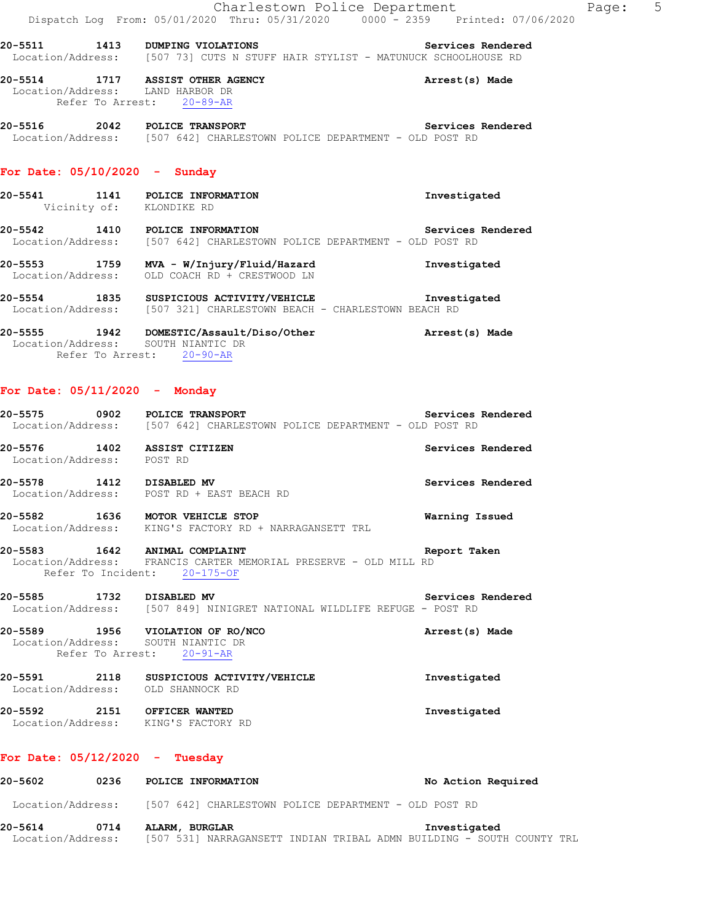20-5511 1413 **DUMPING VIOLATIONS** **Services Rendered**
Location/Address: [507 73] CUTS N STUFF HAIR STYLIST - MATUNUCK SCHOOLHOUSE RD

20-5514 1717 **ASSIST OTHER AGENCY** **Arrest(s) Made**
Location/Address: LAND HARBOR DR
Refer To Arrest: 20-89-AR

20-5516 2042 **POLICE TRANSPORT** **Services Rendered**
Location/Address: [507 642] CHARLESTOWN POLICE DEPARTMENT - OLD POST RD

## For Date: 05/10/2020 - Sunday

20-5541 1141 **POLICE INFORMATION** **Investigated**
Vicinity of: KLONDIKE RD

20-5542 1410 **POLICE INFORMATION** **Services Rendered**
Location/Address: [507 642] CHARLESTOWN POLICE DEPARTMENT - OLD POST RD

20-5553 1759 **MVA - W/Injury/Fluid/Hazard** **Investigated**
Location/Address: OLD COACH RD + CRESTWOOD LN

20-5554 1835 **SUSPICIOUS ACTIVITY/VEHICLE** **Investigated**
Location/Address: [507 321] CHARLESTOWN BEACH - CHARLESTOWN BEACH RD

20-5555 1942 **DOMESTIC/Assault/Diso/Other** **Arrest(s) Made**
Location/Address: SOUTH NIANTIC DR
Refer To Arrest: 20-90-AR

## For Date: 05/11/2020 - Monday

20-5575 0902 **POLICE TRANSPORT** **Services Rendered**
Location/Address: [507 642] CHARLESTOWN POLICE DEPARTMENT - OLD POST RD

20-5576 1402 **ASSIST CITIZEN** **Services Rendered**
Location/Address: POST RD

20-5578 1412 **DISABLED MV** **Services Rendered**
Location/Address: POST RD + EAST BEACH RD

20-5582 1636 **MOTOR VEHICLE STOP** **Warning Issued**
Location/Address: KING'S FACTORY RD + NARRAGANSETT TRL

20-5583 1642 **ANIMAL COMPLAINT** **Report Taken**
Location/Address: FRANCIS CARTER MEMORIAL PRESERVE - OLD MILL RD
Refer To Incident: 20-175-OF

20-5585 1732 **DISABLED MV** **Services Rendered**
Location/Address: [507 849] NINIGRET NATIONAL WILDLIFE REFUGE - POST RD

20-5589 1956 **VIOLATION OF RO/NCO** **Arrest(s) Made**
Location/Address: SOUTH NIANTIC DR
Refer To Arrest: 20-91-AR

20-5591 2118 **SUSPICIOUS ACTIVITY/VEHICLE** **Investigated**
Location/Address: OLD SHANNOCK RD

20-5592 2151 **OFFICER WANTED** **Investigated**
Location/Address: KING'S FACTORY RD

## For Date: 05/12/2020 - Tuesday

20-5602 0236 **POLICE INFORMATION** **No Action Required**
Location/Address: [507 642] CHARLESTOWN POLICE DEPARTMENT - OLD POST RD

20-5614 0714 **ALARM, BURGLAR** **Investigated**
Location/Address: [507 531] NARRAGANSETT INDIAN TRIBAL ADMN BUILDING - SOUTH COUNTY TRL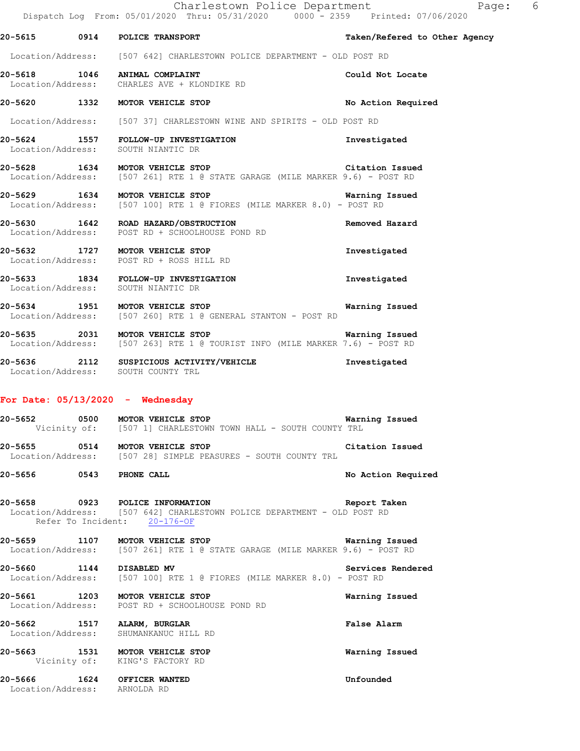**20-5615** 0914 **POLICE TRANSPORT** **Taken/Refered to Other Agency**
Location/Address: [507 642] CHARLESTOWN POLICE DEPARTMENT - OLD POST RD

**20-5618** 1046 **ANIMAL COMPLAINT** **Could Not Locate**
Location/Address: CHARLES AVE + KLONDIKE RD

**20-5620** 1332 **MOTOR VEHICLE STOP** **No Action Required**
Location/Address: [507 37] CHARLESTOWN WINE AND SPIRITS - OLD POST RD

**20-5624** 1557 **FOLLOW-UP INVESTIGATION** **Investigated**
Location/Address: SOUTH NIANTIC DR

**20-5628** 1634 **MOTOR VEHICLE STOP** **Citation Issued**
Location/Address: [507 261] RTE 1 @ STATE GARAGE (MILE MARKER 9.6) - POST RD

**20-5629** 1634 **MOTOR VEHICLE STOP** **Warning Issued**
Location/Address: [507 100] RTE 1 @ FIORES (MILE MARKER 8.0) - POST RD

**20-5630** 1642 **ROAD HAZARD/OBSTRUCTION** **Removed Hazard**
Location/Address: POST RD + SCHOOLHOUSE POND RD

**20-5632** 1727 **MOTOR VEHICLE STOP** **Investigated**
Location/Address: POST RD + ROSS HILL RD

**20-5633** 1834 **FOLLOW-UP INVESTIGATION** **Investigated**
Location/Address: SOUTH NIANTIC DR

**20-5634** 1951 **MOTOR VEHICLE STOP** **Warning Issued**
Location/Address: [507 260] RTE 1 @ GENERAL STANTON - POST RD

**20-5635** 2031 **MOTOR VEHICLE STOP** **Warning Issued**
Location/Address: [507 263] RTE 1 @ TOURIST INFO (MILE MARKER 7.6) - POST RD

**20-5636** 2112 **SUSPICIOUS ACTIVITY/VEHICLE** **Investigated**
Location/Address: SOUTH COUNTY TRL

## For Date: 05/13/2020 - Wednesday

**20-5652** 0500 **MOTOR VEHICLE STOP** **Warning Issued**
Vicinity of: [507 1] CHARLESTOWN TOWN HALL - SOUTH COUNTY TRL

**20-5655** 0514 **MOTOR VEHICLE STOP** **Citation Issued**
Location/Address: [507 28] SIMPLE PEASURES - SOUTH COUNTY TRL

**20-5656** 0543 **PHONE CALL** **No Action Required**

**20-5658** 0923 **POLICE INFORMATION** **Report Taken**
Location/Address: [507 642] CHARLESTOWN POLICE DEPARTMENT - OLD POST RD
Refer To Incident: 20-176-OF

**20-5659** 1107 **MOTOR VEHICLE STOP** **Warning Issued**
Location/Address: [507 261] RTE 1 @ STATE GARAGE (MILE MARKER 9.6) - POST RD

**20-5660** 1144 **DISABLED MV** **Services Rendered**
Location/Address: [507 100] RTE 1 @ FIORES (MILE MARKER 8.0) - POST RD

**20-5661** 1203 **MOTOR VEHICLE STOP** **Warning Issued**
Location/Address: POST RD + SCHOOLHOUSE POND RD

**20-5662** 1517 **ALARM, BURGLAR** **False Alarm**
Location/Address: SHUMANKANUC HILL RD

**20-5663** 1531 **MOTOR VEHICLE STOP** **Warning Issued**
Vicinity of: KING'S FACTORY RD

**20-5666** 1624 **OFFICER WANTED** **Unfounded**
Location/Address: ARNOLDA RD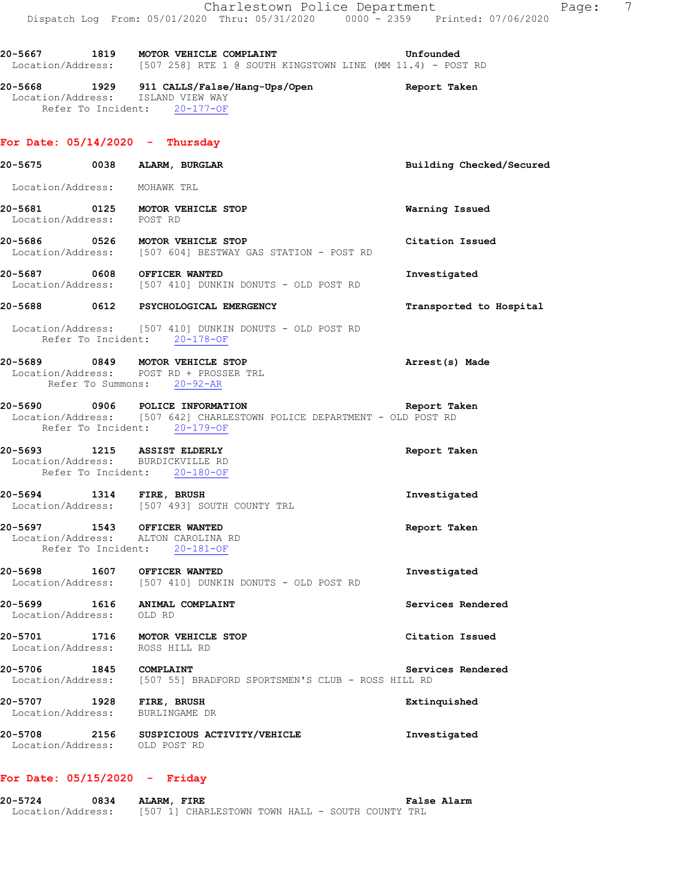20-5667 1819 **MOTOR VEHICLE COMPLAINT** **Unfounded**
Location/Address: [507 258] RTE 1 @ SOUTH KINGSTOWN LINE (MM 11.4) - POST RD

20-5668 1929 **911 CALLS/False/Hang-Ups/Open** **Report Taken**
Location/Address: ISLAND VIEW WAY
Refer To Incident: 20-177-OF

## For Date: 05/14/2020 - Thursday

20-5675 0038 **ALARM, BURGLAR** **Building Checked/Secured**
Location/Address: MOHAWK TRL

20-5681 0125 **MOTOR VEHICLE STOP** **Warning Issued**
Location/Address: POST RD

20-5686 0526 **MOTOR VEHICLE STOP** **Citation Issued**
Location/Address: [507 604] BESTWAY GAS STATION - POST RD

20-5687 0608 **OFFICER WANTED** **Investigated**
Location/Address: [507 410] DUNKIN DONUTS - OLD POST RD

20-5688 0612 **PSYCHOLOGICAL EMERGENCY** **Transported to Hospital**
Location/Address: [507 410] DUNKIN DONUTS - OLD POST RD
Refer To Incident: 20-178-OF

20-5689 0849 **MOTOR VEHICLE STOP** **Arrest(s) Made**
Location/Address: POST RD + PROSSER TRL
Refer To Summons: 20-92-AR

20-5690 0906 **POLICE INFORMATION** **Report Taken**
Location/Address: [507 642] CHARLESTOWN POLICE DEPARTMENT - OLD POST RD
Refer To Incident: 20-179-OF

20-5693 1215 **ASSIST ELDERLY** **Report Taken**
Location/Address: BURDICKVILLE RD
Refer To Incident: 20-180-OF

20-5694 1314 **FIRE, BRUSH** **Investigated**
Location/Address: [507 493] SOUTH COUNTY TRL

20-5697 1543 **OFFICER WANTED** **Report Taken**
Location/Address: ALTON CAROLINA RD
Refer To Incident: 20-181-OF

20-5698 1607 **OFFICER WANTED** **Investigated**
Location/Address: [507 410] DUNKIN DONUTS - OLD POST RD

20-5699 1616 **ANIMAL COMPLAINT** **Services Rendered**
Location/Address: OLD RD

20-5701 1716 **MOTOR VEHICLE STOP** **Citation Issued**
Location/Address: ROSS HILL RD

20-5706 1845 **COMPLAINT** **Services Rendered**
Location/Address: [507 55] BRADFORD SPORTSMEN'S CLUB - ROSS HILL RD

20-5707 1928 **FIRE, BRUSH** **Extinguished**
Location/Address: BURLINGAME DR

20-5708 2156 **SUSPICIOUS ACTIVITY/VEHICLE** **Investigated**
Location/Address: OLD POST RD

## For Date: 05/15/2020 - Friday

20-5724 0834 **ALARM, FIRE** **False Alarm**
Location/Address: [507 1] CHARLESTOWN TOWN HALL - SOUTH COUNTY TRL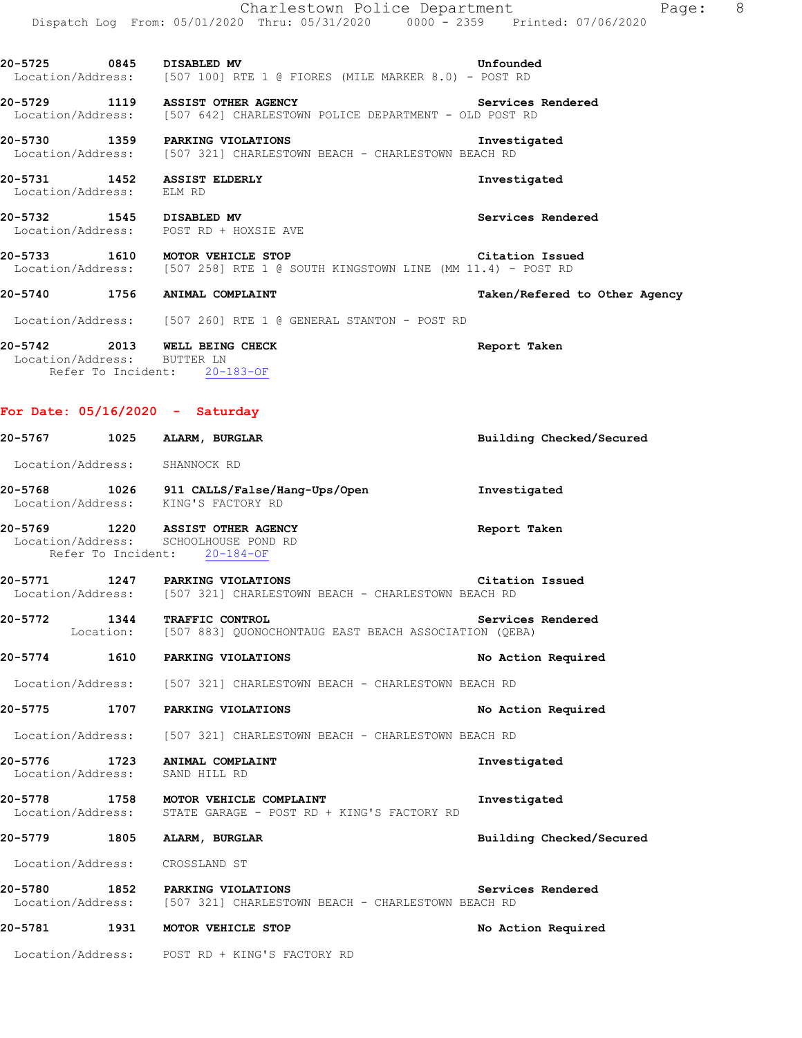20-5725 0845 DISABLED MV Unfounded
Location/Address: [507 100] RTE 1 @ FIORES (MILE MARKER 8.0) - POST RD

20-5729 1119 ASSIST OTHER AGENCY Services Rendered
Location/Address: [507 642] CHARLESTOWN POLICE DEPARTMENT - OLD POST RD

20-5730 1359 PARKING VIOLATIONS Investigated
Location/Address: [507 321] CHARLESTOWN BEACH - CHARLESTOWN BEACH RD

20-5731 1452 ASSIST ELDERLY Investigated
Location/Address: ELM RD

20-5732 1545 DISABLED MV Services Rendered
Location/Address: POST RD + HOXSIE AVE

20-5733 1610 MOTOR VEHICLE STOP Citation Issued
Location/Address: [507 258] RTE 1 @ SOUTH KINGSTOWN LINE (MM 11.4) - POST RD

20-5740 1756 ANIMAL COMPLAINT Taken/Refered to Other Agency
Location/Address: [507 260] RTE 1 @ GENERAL STANTON - POST RD

20-5742 2013 WELL BEING CHECK Report Taken
Location/Address: BUTTER LN
Refer To Incident: 20-183-OF

**For Date: 05/16/2020 - Saturday**

20-5767 1025 ALARM, BURGLAR Building Checked/Secured
Location/Address: SHANNOCK RD

20-5768 1026 911 CALLS/False/Hang-Ups/Open Investigated
Location/Address: KING'S FACTORY RD

20-5769 1220 ASSIST OTHER AGENCY Report Taken
Location/Address: SCHOOLHOUSE POND RD
Refer To Incident: 20-184-OF

20-5771 1247 PARKING VIOLATIONS Citation Issued
Location/Address: [507 321] CHARLESTOWN BEACH - CHARLESTOWN BEACH RD

20-5772 1344 TRAFFIC CONTROL Services Rendered
Location: [507 883] QUONOCHONTAUG EAST BEACH ASSOCIATION (QEBA)

20-5774 1610 PARKING VIOLATIONS No Action Required
Location/Address: [507 321] CHARLESTOWN BEACH - CHARLESTOWN BEACH RD

20-5775 1707 PARKING VIOLATIONS No Action Required
Location/Address: [507 321] CHARLESTOWN BEACH - CHARLESTOWN BEACH RD

20-5776 1723 ANIMAL COMPLAINT Investigated
Location/Address: SAND HILL RD

20-5778 1758 MOTOR VEHICLE COMPLAINT Investigated
Location/Address: STATE GARAGE - POST RD + KING'S FACTORY RD

20-5779 1805 ALARM, BURGLAR Building Checked/Secured
Location/Address: CROSSLAND ST

20-5780 1852 PARKING VIOLATIONS Services Rendered
Location/Address: [507 321] CHARLESTOWN BEACH - CHARLESTOWN BEACH RD

20-5781 1931 MOTOR VEHICLE STOP No Action Required
Location/Address: POST RD + KING'S FACTORY RD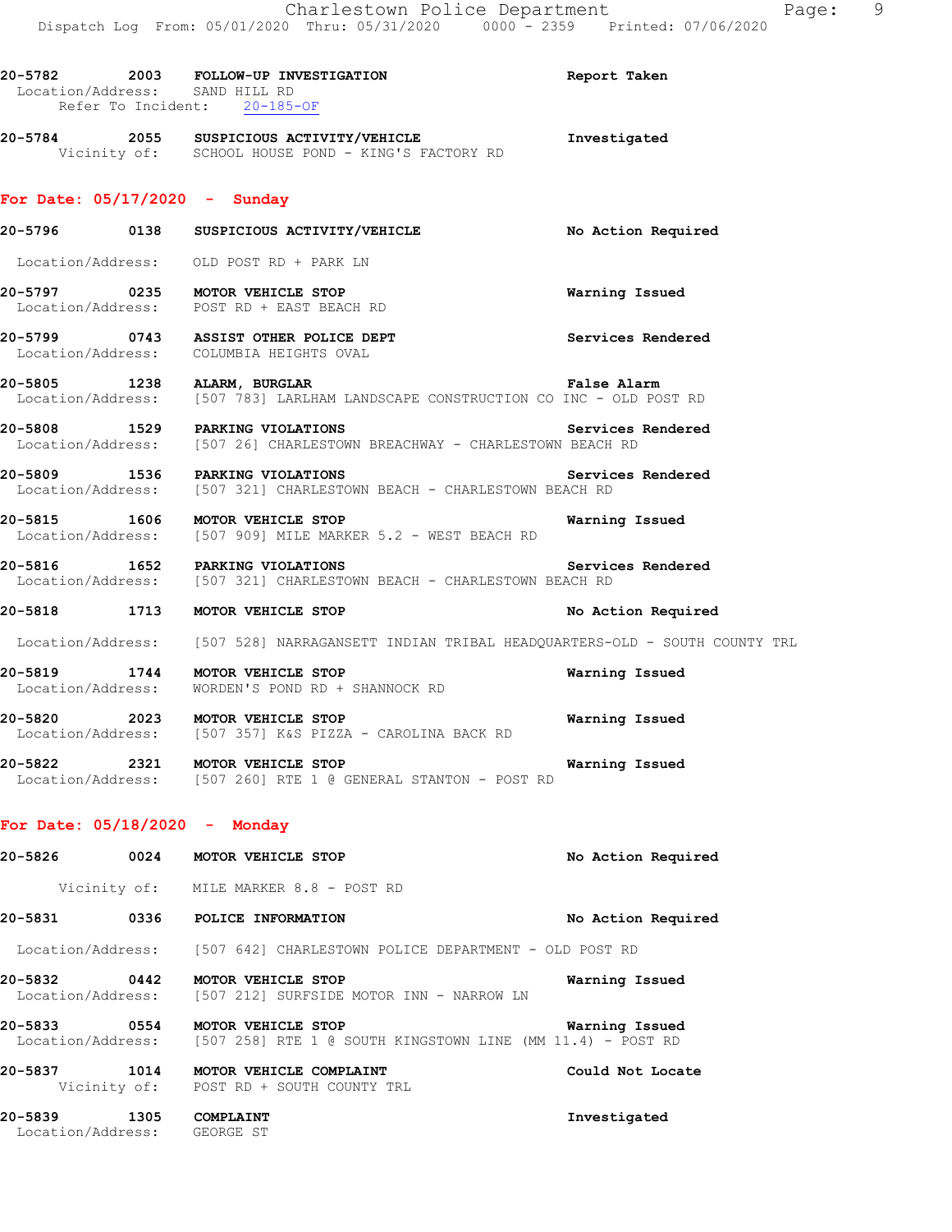20-5782 2003 FOLLOW-UP INVESTIGATION Report Taken
Location/Address: SAND HILL RD
Refer To Incident: 20-185-OF

20-5784 2055 SUSPICIOUS ACTIVITY/VEHICLE Investigated
Vicinity of: SCHOOL HOUSE POND - KING'S FACTORY RD

## For Date: 05/17/2020 - Sunday

20-5796 0138 SUSPICIOUS ACTIVITY/VEHICLE No Action Required
Location/Address: OLD POST RD + PARK LN

20-5797 0235 MOTOR VEHICLE STOP Warning Issued
Location/Address: POST RD + EAST BEACH RD

20-5799 0743 ASSIST OTHER POLICE DEPT Services Rendered
Location/Address: COLUMBIA HEIGHTS OVAL

20-5805 1238 ALARM, BURGLAR False Alarm
Location/Address: [507 783] LARLHAM LANDSCAPE CONSTRUCTION CO INC - OLD POST RD

20-5808 1529 PARKING VIOLATIONS Services Rendered
Location/Address: [507 26] CHARLESTOWN BREACHWAY - CHARLESTOWN BEACH RD

20-5809 1536 PARKING VIOLATIONS Services Rendered
Location/Address: [507 321] CHARLESTOWN BEACH - CHARLESTOWN BEACH RD

20-5815 1606 MOTOR VEHICLE STOP Warning Issued
Location/Address: [507 909] MILE MARKER 5.2 - WEST BEACH RD

20-5816 1652 PARKING VIOLATIONS Services Rendered
Location/Address: [507 321] CHARLESTOWN BEACH - CHARLESTOWN BEACH RD

20-5818 1713 MOTOR VEHICLE STOP No Action Required
Location/Address: [507 528] NARRAGANSETT INDIAN TRIBAL HEADQUARTERS-OLD - SOUTH COUNTY TRL

20-5819 1744 MOTOR VEHICLE STOP Warning Issued
Location/Address: WORDEN'S POND RD + SHANNOCK RD

20-5820 2023 MOTOR VEHICLE STOP Warning Issued
Location/Address: [507 357] K&S PIZZA - CAROLINA BACK RD

20-5822 2321 MOTOR VEHICLE STOP Warning Issued
Location/Address: [507 260] RTE 1 @ GENERAL STANTON - POST RD

## For Date: 05/18/2020 - Monday

20-5826 0024 MOTOR VEHICLE STOP No Action Required
Vicinity of: MILE MARKER 8.8 - POST RD

20-5831 0336 POLICE INFORMATION No Action Required
Location/Address: [507 642] CHARLESTOWN POLICE DEPARTMENT - OLD POST RD

20-5832 0442 MOTOR VEHICLE STOP Warning Issued
Location/Address: [507 212] SURFSIDE MOTOR INN - NARROW LN

20-5833 0554 MOTOR VEHICLE STOP Warning Issued
Location/Address: [507 258] RTE 1 @ SOUTH KINGSTOWN LINE (MM 11.4) - POST RD

20-5837 1014 MOTOR VEHICLE COMPLAINT Could Not Locate
Vicinity of: POST RD + SOUTH COUNTY TRL

20-5839 1305 COMPLAINT Investigated
Location/Address: GEORGE ST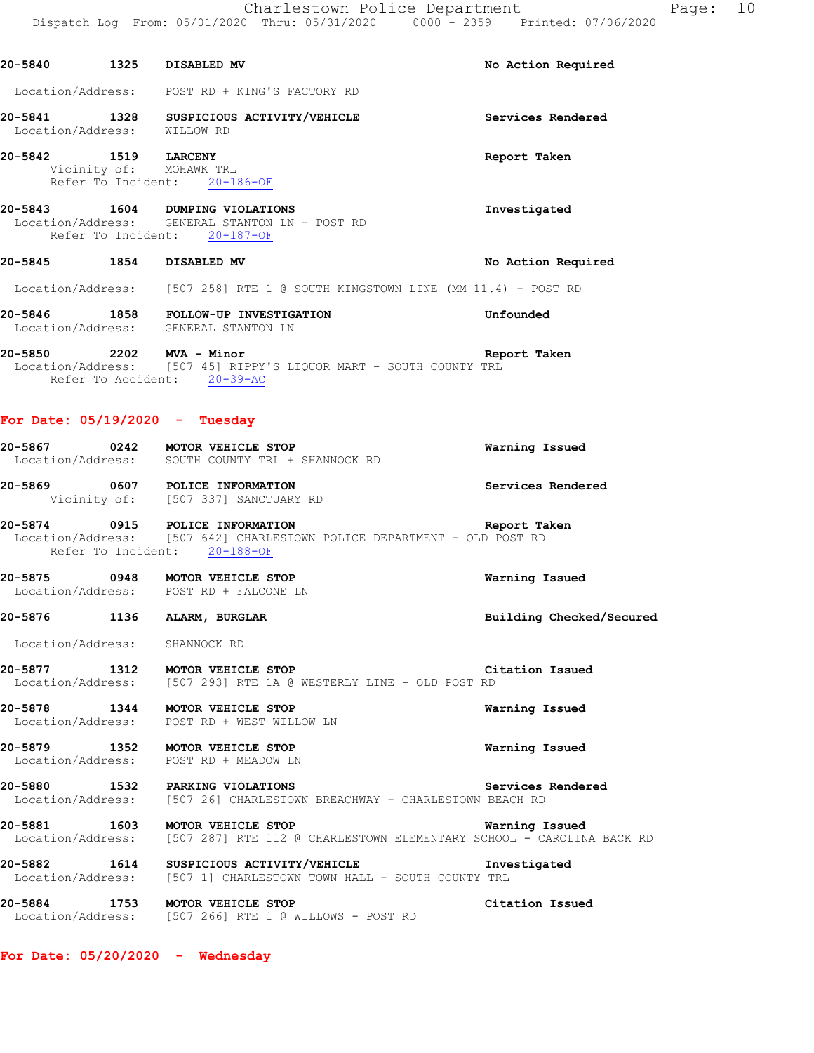**20-5840 1325 DISABLED MV** — No Action Required

Location/Address: POST RD + KING'S FACTORY RD

**20-5841 1328 SUSPICIOUS ACTIVITY/VEHICLE** — Services Rendered

Location/Address: WILLOW RD

**20-5842 1519 LARCENY** — Report Taken

Vicinity of: MOHAWK TRL
Refer To Incident: 20-186-OF

**20-5843 1604 DUMPING VIOLATIONS** — Investigated

Location/Address: GENERAL STANTON LN + POST RD
Refer To Incident: 20-187-OF

**20-5845 1854 DISABLED MV** — No Action Required

Location/Address: [507 258] RTE 1 @ SOUTH KINGSTOWN LINE (MM 11.4) - POST RD

**20-5846 1858 FOLLOW-UP INVESTIGATION** — Unfounded

Location/Address: GENERAL STANTON LN

**20-5850 2202 MVA - Minor** — Report Taken

Location/Address: [507 45] RIPPY'S LIQUOR MART - SOUTH COUNTY TRL
Refer To Accident: 20-39-AC

## For Date: 05/19/2020 - Tuesday

**20-5867 0242 MOTOR VEHICLE STOP** — Warning Issued

Location/Address: SOUTH COUNTY TRL + SHANNOCK RD

**20-5869 0607 POLICE INFORMATION** — Services Rendered

Vicinity of: [507 337] SANCTUARY RD

**20-5874 0915 POLICE INFORMATION** — Report Taken

Location/Address: [507 642] CHARLESTOWN POLICE DEPARTMENT - OLD POST RD
Refer To Incident: 20-188-OF

**20-5875 0948 MOTOR VEHICLE STOP** — Warning Issued

Location/Address: POST RD + FALCONE LN

**20-5876 1136 ALARM, BURGLAR** — Building Checked/Secured

Location/Address: SHANNOCK RD

**20-5877 1312 MOTOR VEHICLE STOP** — Citation Issued

Location/Address: [507 293] RTE 1A @ WESTERLY LINE - OLD POST RD

**20-5878 1344 MOTOR VEHICLE STOP** — Warning Issued

Location/Address: POST RD + WEST WILLOW LN

**20-5879 1352 MOTOR VEHICLE STOP** — Warning Issued

Location/Address: POST RD + MEADOW LN

**20-5880 1532 PARKING VIOLATIONS** — Services Rendered

Location/Address: [507 26] CHARLESTOWN BREACHWAY - CHARLESTOWN BEACH RD

**20-5881 1603 MOTOR VEHICLE STOP** — Warning Issued

Location/Address: [507 287] RTE 112 @ CHARLESTOWN ELEMENTARY SCHOOL - CAROLINA BACK RD

**20-5882 1614 SUSPICIOUS ACTIVITY/VEHICLE** — Investigated

Location/Address: [507 1] CHARLESTOWN TOWN HALL - SOUTH COUNTY TRL

**20-5884 1753 MOTOR VEHICLE STOP** — Citation Issued

Location/Address: [507 266] RTE 1 @ WILLOWS - POST RD

## For Date: 05/20/2020 - Wednesday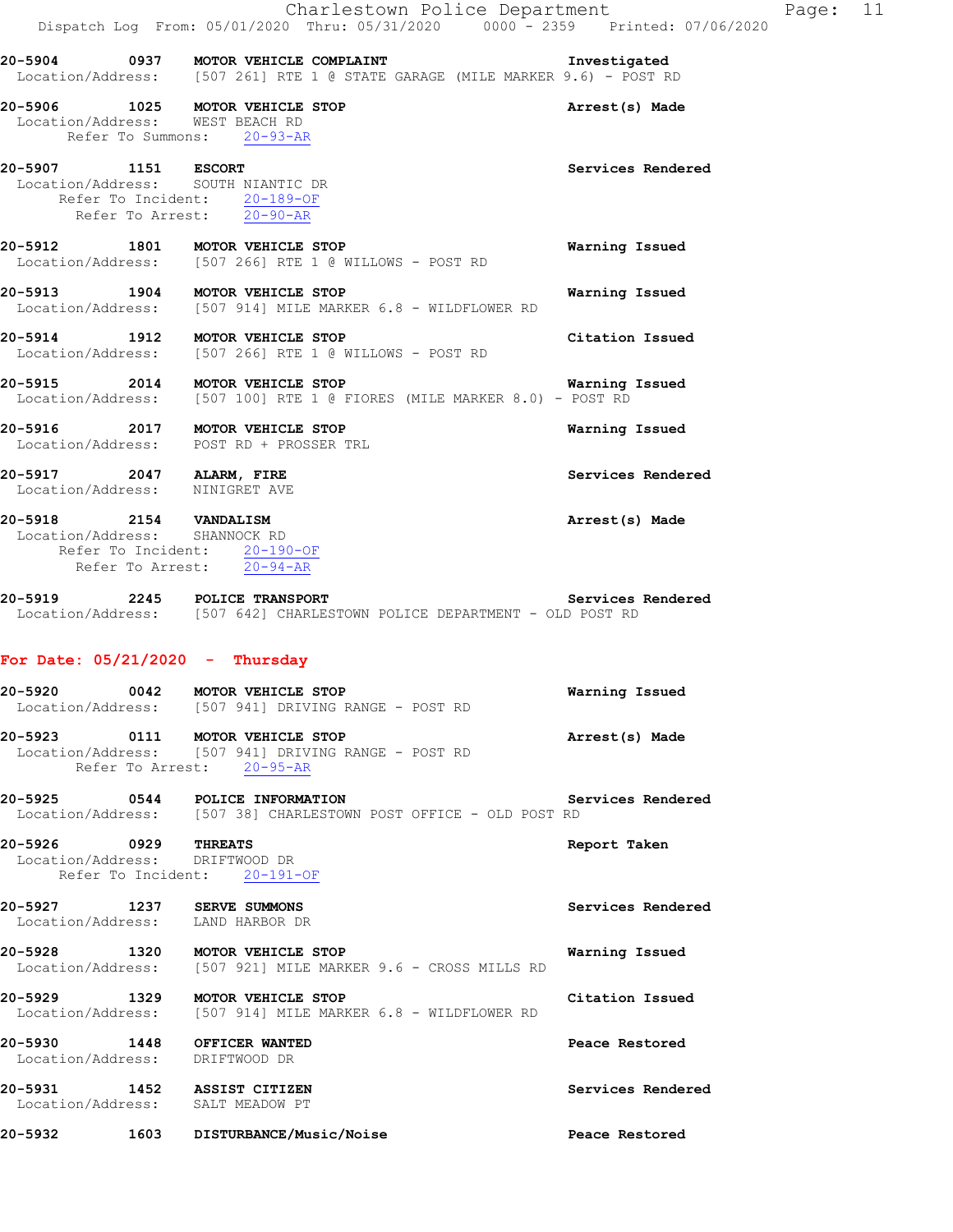20-5904 0937 **MOTOR VEHICLE COMPLAINT** **Investigated**
Location/Address: [507 261] RTE 1 @ STATE GARAGE (MILE MARKER 9.6) - POST RD

20-5906 1025 **MOTOR VEHICLE STOP** **Arrest(s) Made**
Location/Address: WEST BEACH RD
Refer To Summons: 20-93-AR

20-5907 1151 **ESCORT** **Services Rendered**
Location/Address: SOUTH NIANTIC DR
Refer To Incident: 20-189-OF
Refer To Arrest: 20-90-AR

20-5912 1801 **MOTOR VEHICLE STOP** **Warning Issued**
Location/Address: [507 266] RTE 1 @ WILLOWS - POST RD

20-5913 1904 **MOTOR VEHICLE STOP** **Warning Issued**
Location/Address: [507 914] MILE MARKER 6.8 - WILDFLOWER RD

20-5914 1912 **MOTOR VEHICLE STOP** **Citation Issued**
Location/Address: [507 266] RTE 1 @ WILLOWS - POST RD

20-5915 2014 **MOTOR VEHICLE STOP** **Warning Issued**
Location/Address: [507 100] RTE 1 @ FIORES (MILE MARKER 8.0) - POST RD

20-5916 2017 **MOTOR VEHICLE STOP** **Warning Issued**
Location/Address: POST RD + PROSSER TRL

20-5917 2047 **ALARM, FIRE** **Services Rendered**
Location/Address: NINIGRET AVE

20-5918 2154 **VANDALISM** **Arrest(s) Made**
Location/Address: SHANNOCK RD
Refer To Incident: 20-190-OF
Refer To Arrest: 20-94-AR

20-5919 2245 **POLICE TRANSPORT** **Services Rendered**
Location/Address: [507 642] CHARLESTOWN POLICE DEPARTMENT - OLD POST RD

## For Date: 05/21/2020 - Thursday

20-5920 0042 **MOTOR VEHICLE STOP** **Warning Issued**
Location/Address: [507 941] DRIVING RANGE - POST RD

20-5923 0111 **MOTOR VEHICLE STOP** **Arrest(s) Made**
Location/Address: [507 941] DRIVING RANGE - POST RD
Refer To Arrest: 20-95-AR

20-5925 0544 **POLICE INFORMATION** **Services Rendered**
Location/Address: [507 38] CHARLESTOWN POST OFFICE - OLD POST RD

20-5926 0929 **THREATS** **Report Taken**
Location/Address: DRIFTWOOD DR
Refer To Incident: 20-191-OF

20-5927 1237 **SERVE SUMMONS** **Services Rendered**
Location/Address: LAND HARBOR DR

20-5928 1320 **MOTOR VEHICLE STOP** **Warning Issued**
Location/Address: [507 921] MILE MARKER 9.6 - CROSS MILLS RD

20-5929 1329 **MOTOR VEHICLE STOP** **Citation Issued**
Location/Address: [507 914] MILE MARKER 6.8 - WILDFLOWER RD

20-5930 1448 **OFFICER WANTED** **Peace Restored**
Location/Address: DRIFTWOOD DR

20-5931 1452 **ASSIST CITIZEN** **Services Rendered**
Location/Address: SALT MEADOW PT

20-5932 1603 **DISTURBANCE/Music/Noise** **Peace Restored**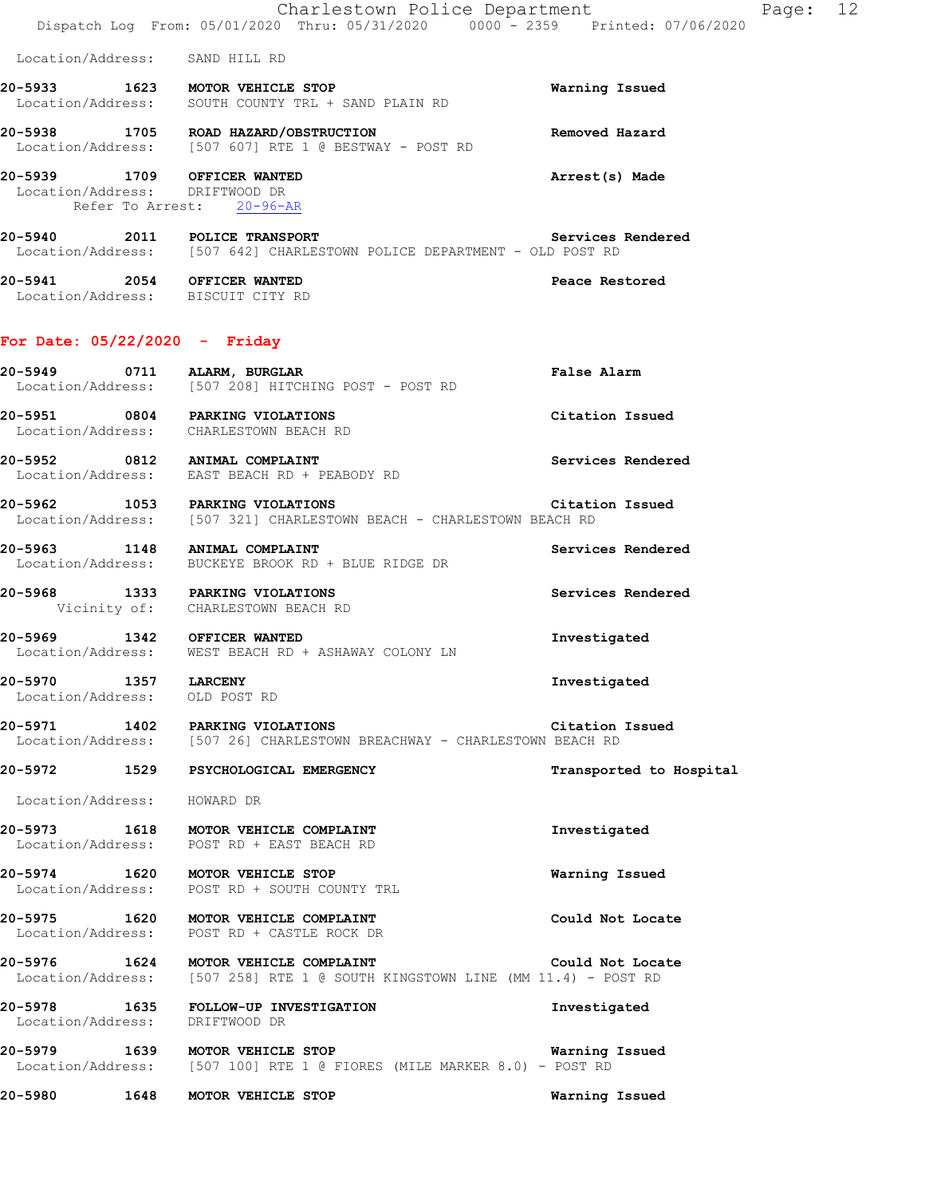Location/Address: SAND HILL RD

**20-5933 1623 MOTOR VEHICLE STOP** **Warning Issued**
Location/Address: SOUTH COUNTY TRL + SAND PLAIN RD

**20-5938 1705 ROAD HAZARD/OBSTRUCTION** **Removed Hazard**
Location/Address: [507 607] RTE 1 @ BESTWAY - POST RD

**20-5939 1709 OFFICER WANTED** **Arrest(s) Made**
Location/Address: DRIFTWOOD DR
Refer To Arrest: 20-96-AR

**20-5940 2011 POLICE TRANSPORT** **Services Rendered**
Location/Address: [507 642] CHARLESTOWN POLICE DEPARTMENT - OLD POST RD

**20-5941 2054 OFFICER WANTED** **Peace Restored**
Location/Address: BISCUIT CITY RD

## For Date: 05/22/2020 - Friday

**20-5949 0711 ALARM, BURGLAR** **False Alarm**
Location/Address: [507 208] HITCHING POST - POST RD

**20-5951 0804 PARKING VIOLATIONS** **Citation Issued**
Location/Address: CHARLESTOWN BEACH RD

**20-5952 0812 ANIMAL COMPLAINT** **Services Rendered**
Location/Address: EAST BEACH RD + PEABODY RD

**20-5962 1053 PARKING VIOLATIONS** **Citation Issued**
Location/Address: [507 321] CHARLESTOWN BEACH - CHARLESTOWN BEACH RD

**20-5963 1148 ANIMAL COMPLAINT** **Services Rendered**
Location/Address: BUCKEYE BROOK RD + BLUE RIDGE DR

**20-5968 1333 PARKING VIOLATIONS** **Services Rendered**
Vicinity of: CHARLESTOWN BEACH RD

**20-5969 1342 OFFICER WANTED** **Investigated**
Location/Address: WEST BEACH RD + ASHAWAY COLONY LN

**20-5970 1357 LARCENY** **Investigated**
Location/Address: OLD POST RD

**20-5971 1402 PARKING VIOLATIONS** **Citation Issued**
Location/Address: [507 26] CHARLESTOWN BREACHWAY - CHARLESTOWN BEACH RD

**20-5972 1529 PSYCHOLOGICAL EMERGENCY** **Transported to Hospital**
Location/Address: HOWARD DR

**20-5973 1618 MOTOR VEHICLE COMPLAINT** **Investigated**
Location/Address: POST RD + EAST BEACH RD

**20-5974 1620 MOTOR VEHICLE STOP** **Warning Issued**
Location/Address: POST RD + SOUTH COUNTY TRL

**20-5975 1620 MOTOR VEHICLE COMPLAINT** **Could Not Locate**
Location/Address: POST RD + CASTLE ROCK DR

**20-5976 1624 MOTOR VEHICLE COMPLAINT** **Could Not Locate**
Location/Address: [507 258] RTE 1 @ SOUTH KINGSTOWN LINE (MM 11.4) - POST RD

**20-5978 1635 FOLLOW-UP INVESTIGATION** **Investigated**
Location/Address: DRIFTWOOD DR

**20-5979 1639 MOTOR VEHICLE STOP** **Warning Issued**
Location/Address: [507 100] RTE 1 @ FIORES (MILE MARKER 8.0) - POST RD

**20-5980 1648 MOTOR VEHICLE STOP** **Warning Issued**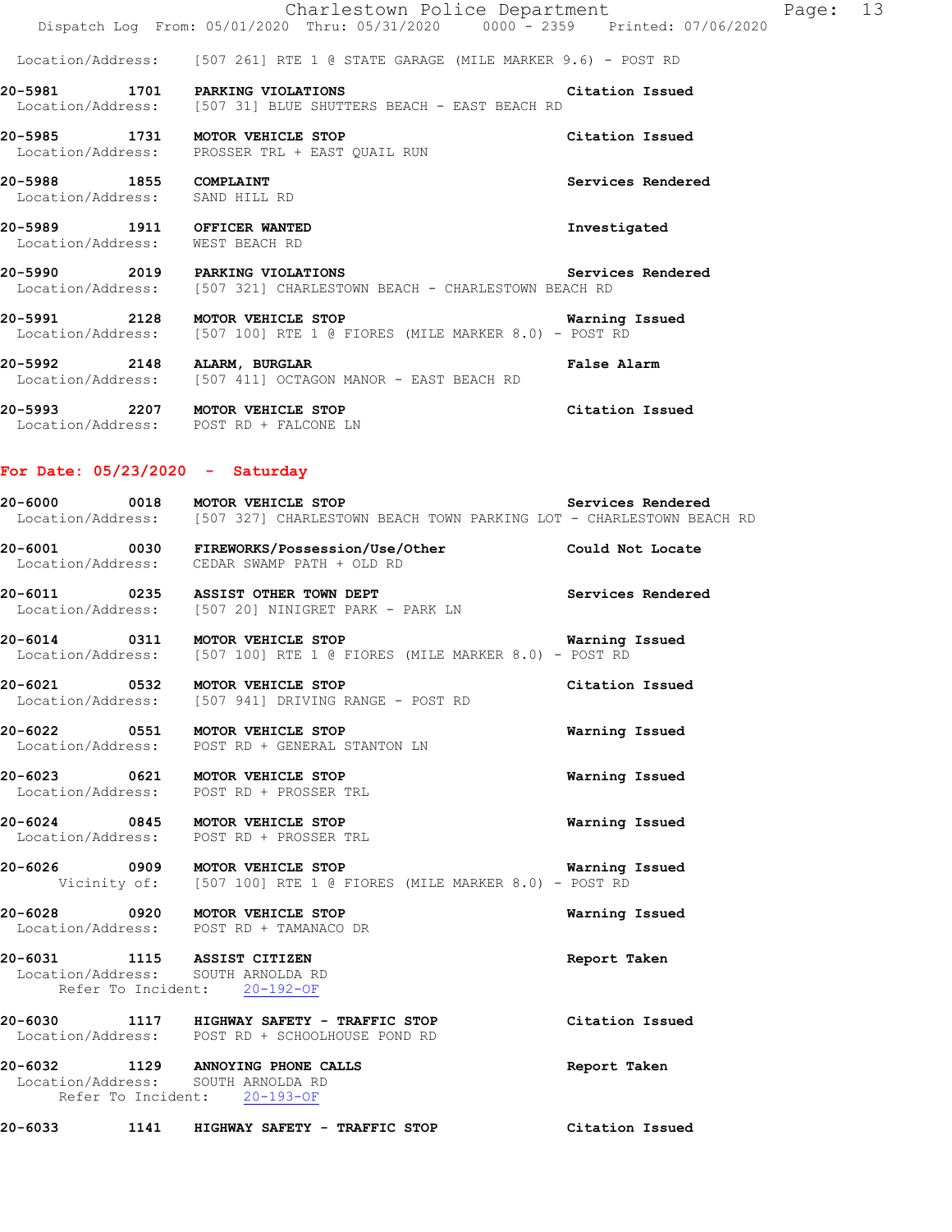Location/Address: [507 261] RTE 1 @ STATE GARAGE (MILE MARKER 9.6) - POST RD

**20-5981 1701 PARKING VIOLATIONS** — Citation Issued
Location/Address: [507 31] BLUE SHUTTERS BEACH - EAST BEACH RD

**20-5985 1731 MOTOR VEHICLE STOP** — Citation Issued
Location/Address: PROSSER TRL + EAST QUAIL RUN

**20-5988 1855 COMPLAINT** — Services Rendered
Location/Address: SAND HILL RD

**20-5989 1911 OFFICER WANTED** — Investigated
Location/Address: WEST BEACH RD

**20-5990 2019 PARKING VIOLATIONS** — Services Rendered
Location/Address: [507 321] CHARLESTOWN BEACH - CHARLESTOWN BEACH RD

**20-5991 2128 MOTOR VEHICLE STOP** — Warning Issued
Location/Address: [507 100] RTE 1 @ FIORES (MILE MARKER 8.0) - POST RD

**20-5992 2148 ALARM, BURGLAR** — False Alarm
Location/Address: [507 411] OCTAGON MANOR - EAST BEACH RD

**20-5993 2207 MOTOR VEHICLE STOP** — Citation Issued
Location/Address: POST RD + FALCONE LN

## For Date: 05/23/2020 - Saturday

**20-6000 0018 MOTOR VEHICLE STOP** — Services Rendered
Location/Address: [507 327] CHARLESTOWN BEACH TOWN PARKING LOT - CHARLESTOWN BEACH RD

**20-6001 0030 FIREWORKS/Possession/Use/Other** — Could Not Locate
Location/Address: CEDAR SWAMP PATH + OLD RD

**20-6011 0235 ASSIST OTHER TOWN DEPT** — Services Rendered
Location/Address: [507 20] NINIGRET PARK - PARK LN

**20-6014 0311 MOTOR VEHICLE STOP** — Warning Issued
Location/Address: [507 100] RTE 1 @ FIORES (MILE MARKER 8.0) - POST RD

**20-6021 0532 MOTOR VEHICLE STOP** — Citation Issued
Location/Address: [507 941] DRIVING RANGE - POST RD

**20-6022 0551 MOTOR VEHICLE STOP** — Warning Issued
Location/Address: POST RD + GENERAL STANTON LN

**20-6023 0621 MOTOR VEHICLE STOP** — Warning Issued
Location/Address: POST RD + PROSSER TRL

**20-6024 0845 MOTOR VEHICLE STOP** — Warning Issued
Location/Address: POST RD + PROSSER TRL

**20-6026 0909 MOTOR VEHICLE STOP** — Warning Issued
Vicinity of: [507 100] RTE 1 @ FIORES (MILE MARKER 8.0) - POST RD

**20-6028 0920 MOTOR VEHICLE STOP** — Warning Issued
Location/Address: POST RD + TAMANACO DR

**20-6031 1115 ASSIST CITIZEN** — Report Taken
Location/Address: SOUTH ARNOLDA RD
Refer To Incident: 20-192-OF

**20-6030 1117 HIGHWAY SAFETY - TRAFFIC STOP** — Citation Issued
Location/Address: POST RD + SCHOOLHOUSE POND RD

**20-6032 1129 ANNOYING PHONE CALLS** — Report Taken
Location/Address: SOUTH ARNOLDA RD
Refer To Incident: 20-193-OF

**20-6033 1141 HIGHWAY SAFETY - TRAFFIC STOP** — Citation Issued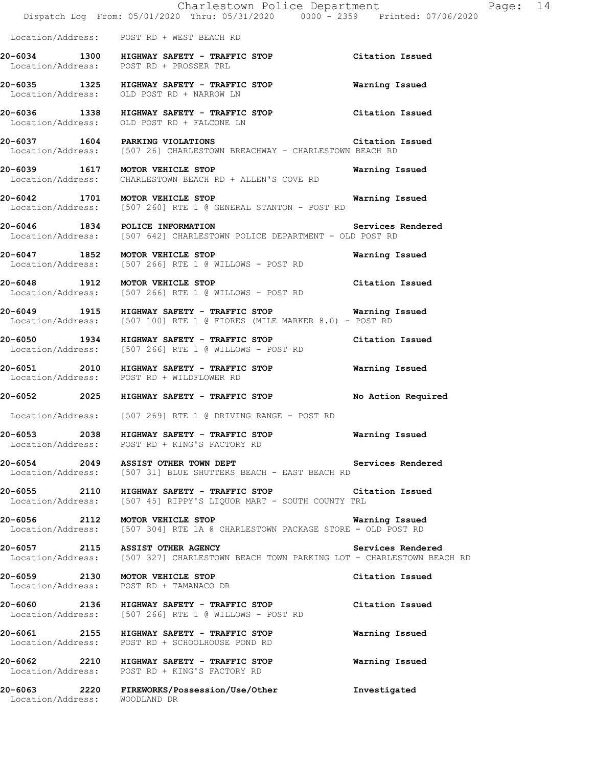Location/Address: POST RD + WEST BEACH RD

**20-6034 1300 HIGHWAY SAFETY - TRAFFIC STOP** Citation Issued
Location/Address: POST RD + PROSSER TRL

**20-6035 1325 HIGHWAY SAFETY - TRAFFIC STOP** Warning Issued
Location/Address: OLD POST RD + NARROW LN

**20-6036 1338 HIGHWAY SAFETY - TRAFFIC STOP** Citation Issued
Location/Address: OLD POST RD + FALCONE LN

**20-6037 1604 PARKING VIOLATIONS** Citation Issued
Location/Address: [507 26] CHARLESTOWN BREACHWAY - CHARLESTOWN BEACH RD

**20-6039 1617 MOTOR VEHICLE STOP** Warning Issued
Location/Address: CHARLESTOWN BEACH RD + ALLEN'S COVE RD

**20-6042 1701 MOTOR VEHICLE STOP** Warning Issued
Location/Address: [507 260] RTE 1 @ GENERAL STANTON - POST RD

**20-6046 1834 POLICE INFORMATION** Services Rendered
Location/Address: [507 642] CHARLESTOWN POLICE DEPARTMENT - OLD POST RD

**20-6047 1852 MOTOR VEHICLE STOP** Warning Issued
Location/Address: [507 266] RTE 1 @ WILLOWS - POST RD

**20-6048 1912 MOTOR VEHICLE STOP** Citation Issued
Location/Address: [507 266] RTE 1 @ WILLOWS - POST RD

**20-6049 1915 HIGHWAY SAFETY - TRAFFIC STOP** Warning Issued
Location/Address: [507 100] RTE 1 @ FIORES (MILE MARKER 8.0) - POST RD

**20-6050 1934 HIGHWAY SAFETY - TRAFFIC STOP** Citation Issued
Location/Address: [507 266] RTE 1 @ WILLOWS - POST RD

**20-6051 2010 HIGHWAY SAFETY - TRAFFIC STOP** Warning Issued
Location/Address: POST RD + WILDFLOWER RD

**20-6052 2025 HIGHWAY SAFETY - TRAFFIC STOP** No Action Required
Location/Address: [507 269] RTE 1 @ DRIVING RANGE - POST RD

**20-6053 2038 HIGHWAY SAFETY - TRAFFIC STOP** Warning Issued
Location/Address: POST RD + KING'S FACTORY RD

**20-6054 2049 ASSIST OTHER TOWN DEPT** Services Rendered
Location/Address: [507 31] BLUE SHUTTERS BEACH - EAST BEACH RD

**20-6055 2110 HIGHWAY SAFETY - TRAFFIC STOP** Citation Issued
Location/Address: [507 45] RIPPY'S LIQUOR MART - SOUTH COUNTY TRL

**20-6056 2112 MOTOR VEHICLE STOP** Warning Issued
Location/Address: [507 304] RTE 1A @ CHARLESTOWN PACKAGE STORE - OLD POST RD

**20-6057 2115 ASSIST OTHER AGENCY** Services Rendered
Location/Address: [507 327] CHARLESTOWN BEACH TOWN PARKING LOT - CHARLESTOWN BEACH RD

**20-6059 2130 MOTOR VEHICLE STOP** Citation Issued
Location/Address: POST RD + TAMANACO DR

**20-6060 2136 HIGHWAY SAFETY - TRAFFIC STOP** Citation Issued
Location/Address: [507 266] RTE 1 @ WILLOWS - POST RD

**20-6061 2155 HIGHWAY SAFETY - TRAFFIC STOP** Warning Issued
Location/Address: POST RD + SCHOOLHOUSE POND RD

**20-6062 2210 HIGHWAY SAFETY - TRAFFIC STOP** Warning Issued
Location/Address: POST RD + KING'S FACTORY RD

**20-6063 2220 FIREWORKS/Possession/Use/Other** Investigated
Location/Address: WOODLAND DR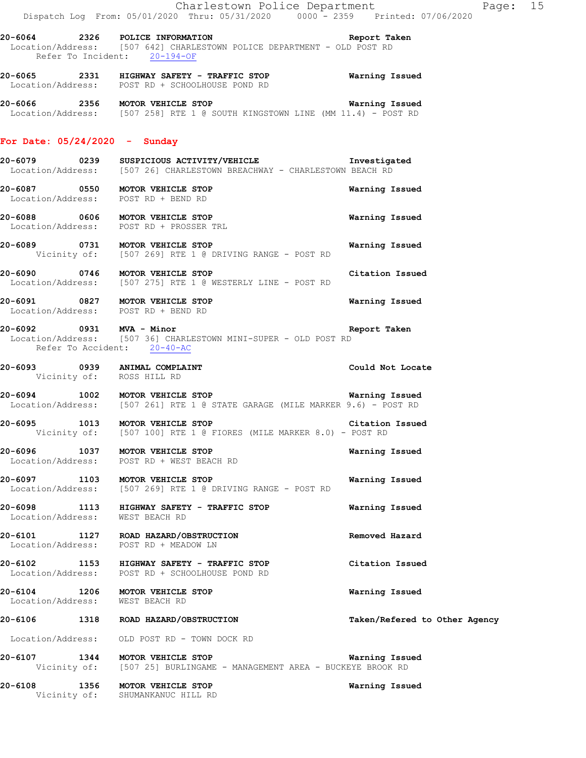20-6064 2326 POLICE INFORMATION Report Taken
Location/Address: [507 642] CHARLESTOWN POLICE DEPARTMENT - OLD POST RD
Refer To Incident: 20-194-OF

20-6065 2331 HIGHWAY SAFETY - TRAFFIC STOP Warning Issued
Location/Address: POST RD + SCHOOLHOUSE POND RD

20-6066 2356 MOTOR VEHICLE STOP Warning Issued
Location/Address: [507 258] RTE 1 @ SOUTH KINGSTOWN LINE (MM 11.4) - POST RD

## For Date: 05/24/2020 - Sunday

20-6079 0239 SUSPICIOUS ACTIVITY/VEHICLE Investigated
Location/Address: [507 26] CHARLESTOWN BREACHWAY - CHARLESTOWN BEACH RD

20-6087 0550 MOTOR VEHICLE STOP Warning Issued
Location/Address: POST RD + BEND RD

20-6088 0606 MOTOR VEHICLE STOP Warning Issued
Location/Address: POST RD + PROSSER TRL

20-6089 0731 MOTOR VEHICLE STOP Warning Issued
Vicinity of: [507 269] RTE 1 @ DRIVING RANGE - POST RD

20-6090 0746 MOTOR VEHICLE STOP Citation Issued
Location/Address: [507 275] RTE 1 @ WESTERLY LINE - POST RD

20-6091 0827 MOTOR VEHICLE STOP Warning Issued
Location/Address: POST RD + BEND RD

20-6092 0931 MVA - Minor Report Taken
Location/Address: [507 36] CHARLESTOWN MINI-SUPER - OLD POST RD
Refer To Accident: 20-40-AC

20-6093 0939 ANIMAL COMPLAINT Could Not Locate
Vicinity of: ROSS HILL RD

20-6094 1002 MOTOR VEHICLE STOP Warning Issued
Location/Address: [507 261] RTE 1 @ STATE GARAGE (MILE MARKER 9.6) - POST RD

20-6095 1013 MOTOR VEHICLE STOP Citation Issued
Vicinity of: [507 100] RTE 1 @ FIORES (MILE MARKER 8.0) - POST RD

20-6096 1037 MOTOR VEHICLE STOP Warning Issued
Location/Address: POST RD + WEST BEACH RD

20-6097 1103 MOTOR VEHICLE STOP Warning Issued
Location/Address: [507 269] RTE 1 @ DRIVING RANGE - POST RD

20-6098 1113 HIGHWAY SAFETY - TRAFFIC STOP Warning Issued
Location/Address: WEST BEACH RD

20-6101 1127 ROAD HAZARD/OBSTRUCTION Removed Hazard
Location/Address: POST RD + MEADOW LN

20-6102 1153 HIGHWAY SAFETY - TRAFFIC STOP Citation Issued
Location/Address: POST RD + SCHOOLHOUSE POND RD

20-6104 1206 MOTOR VEHICLE STOP Warning Issued
Location/Address: WEST BEACH RD

20-6106 1318 ROAD HAZARD/OBSTRUCTION Taken/Refered to Other Agency
Location/Address: OLD POST RD - TOWN DOCK RD

20-6107 1344 MOTOR VEHICLE STOP Warning Issued
Vicinity of: [507 25] BURLINGAME - MANAGEMENT AREA - BUCKEYE BROOK RD

20-6108 1356 MOTOR VEHICLE STOP Warning Issued
Vicinity of: SHUMANKANUC HILL RD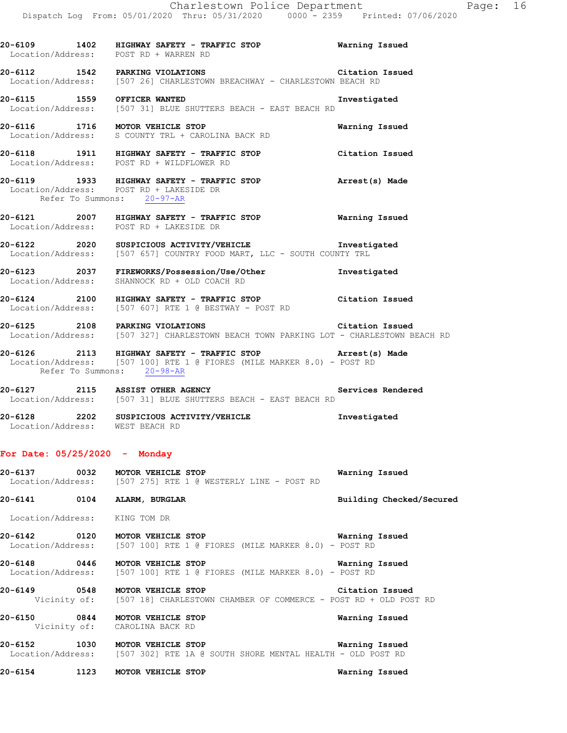**20-6109 1402 HIGHWAY SAFETY - TRAFFIC STOP** — **Warning Issued**
Location/Address: POST RD + WARREN RD

**20-6112 1542 PARKING VIOLATIONS** — **Citation Issued**
Location/Address: [507 26] CHARLESTOWN BREACHWAY - CHARLESTOWN BEACH RD

**20-6115 1559 OFFICER WANTED** — **Investigated**
Location/Address: [507 31] BLUE SHUTTERS BEACH - EAST BEACH RD

**20-6116 1716 MOTOR VEHICLE STOP** — **Warning Issued**
Location/Address: S COUNTY TRL + CAROLINA BACK RD

**20-6118 1911 HIGHWAY SAFETY - TRAFFIC STOP** — **Citation Issued**
Location/Address: POST RD + WILDFLOWER RD

**20-6119 1933 HIGHWAY SAFETY - TRAFFIC STOP** — **Arrest(s) Made**
Location/Address: POST RD + LAKESIDE DR
Refer To Summons: 20-97-AR

**20-6121 2007 HIGHWAY SAFETY - TRAFFIC STOP** — **Warning Issued**
Location/Address: POST RD + LAKESIDE DR

**20-6122 2020 SUSPICIOUS ACTIVITY/VEHICLE** — **Investigated**
Location/Address: [507 657] COUNTRY FOOD MART, LLC - SOUTH COUNTY TRL

**20-6123 2037 FIREWORKS/Possession/Use/Other** — **Investigated**
Location/Address: SHANNOCK RD + OLD COACH RD

**20-6124 2100 HIGHWAY SAFETY - TRAFFIC STOP** — **Citation Issued**
Location/Address: [507 607] RTE 1 @ BESTWAY - POST RD

**20-6125 2108 PARKING VIOLATIONS** — **Citation Issued**
Location/Address: [507 327] CHARLESTOWN BEACH TOWN PARKING LOT - CHARLESTOWN BEACH RD

**20-6126 2113 HIGHWAY SAFETY - TRAFFIC STOP** — **Arrest(s) Made**
Location/Address: [507 100] RTE 1 @ FIORES (MILE MARKER 8.0) - POST RD
Refer To Summons: 20-98-AR

**20-6127 2115 ASSIST OTHER AGENCY** — **Services Rendered**
Location/Address: [507 31] BLUE SHUTTERS BEACH - EAST BEACH RD

**20-6128 2202 SUSPICIOUS ACTIVITY/VEHICLE** — **Investigated**
Location/Address: WEST BEACH RD

## For Date: 05/25/2020 - Monday

**20-6137 0032 MOTOR VEHICLE STOP** — **Warning Issued**
Location/Address: [507 275] RTE 1 @ WESTERLY LINE - POST RD

**20-6141 0104 ALARM, BURGLAR** — **Building Checked/Secured**
Location/Address: KING TOM DR

**20-6142 0120 MOTOR VEHICLE STOP** — **Warning Issued**
Location/Address: [507 100] RTE 1 @ FIORES (MILE MARKER 8.0) - POST RD

**20-6148 0446 MOTOR VEHICLE STOP** — **Warning Issued**
Location/Address: [507 100] RTE 1 @ FIORES (MILE MARKER 8.0) - POST RD

**20-6149 0548 MOTOR VEHICLE STOP** — **Citation Issued**
Vicinity of: [507 18] CHARLESTOWN CHAMBER OF COMMERCE - POST RD + OLD POST RD

**20-6150 0844 MOTOR VEHICLE STOP** — **Warning Issued**
Vicinity of: CAROLINA BACK RD

**20-6152 1030 MOTOR VEHICLE STOP** — **Warning Issued**
Location/Address: [507 302] RTE 1A @ SOUTH SHORE MENTAL HEALTH - OLD POST RD

**20-6154 1123 MOTOR VEHICLE STOP** — **Warning Issued**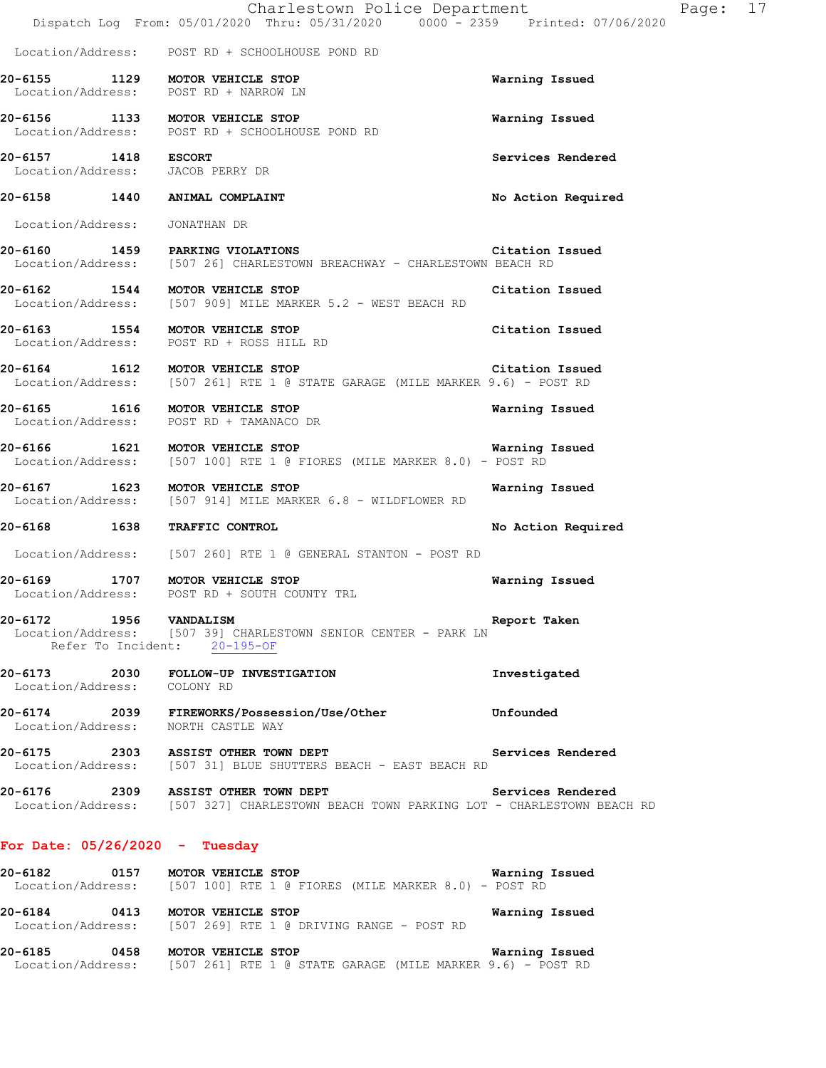Location/Address: POST RD + SCHOOLHOUSE POND RD

**20-6155 1129 MOTOR VEHICLE STOP** — **Warning Issued**
Location/Address: POST RD + NARROW LN

**20-6156 1133 MOTOR VEHICLE STOP** — **Warning Issued**
Location/Address: POST RD + SCHOOLHOUSE POND RD

**20-6157 1418 ESCORT** — **Services Rendered**
Location/Address: JACOB PERRY DR

**20-6158 1440 ANIMAL COMPLAINT** — **No Action Required**
Location/Address: JONATHAN DR

**20-6160 1459 PARKING VIOLATIONS** — **Citation Issued**
Location/Address: [507 26] CHARLESTOWN BREACHWAY - CHARLESTOWN BEACH RD

**20-6162 1544 MOTOR VEHICLE STOP** — **Citation Issued**
Location/Address: [507 909] MILE MARKER 5.2 - WEST BEACH RD

**20-6163 1554 MOTOR VEHICLE STOP** — **Citation Issued**
Location/Address: POST RD + ROSS HILL RD

**20-6164 1612 MOTOR VEHICLE STOP** — **Citation Issued**
Location/Address: [507 261] RTE 1 @ STATE GARAGE (MILE MARKER 9.6) - POST RD

**20-6165 1616 MOTOR VEHICLE STOP** — **Warning Issued**
Location/Address: POST RD + TAMANACO DR

**20-6166 1621 MOTOR VEHICLE STOP** — **Warning Issued**
Location/Address: [507 100] RTE 1 @ FIORES (MILE MARKER 8.0) - POST RD

**20-6167 1623 MOTOR VEHICLE STOP** — **Warning Issued**
Location/Address: [507 914] MILE MARKER 6.8 - WILDFLOWER RD

**20-6168 1638 TRAFFIC CONTROL** — **No Action Required**
Location/Address: [507 260] RTE 1 @ GENERAL STANTON - POST RD

**20-6169 1707 MOTOR VEHICLE STOP** — **Warning Issued**
Location/Address: POST RD + SOUTH COUNTY TRL

**20-6172 1956 VANDALISM** — **Report Taken**
Location/Address: [507 39] CHARLESTOWN SENIOR CENTER - PARK LN
Refer To Incident: 20-195-OF

**20-6173 2030 FOLLOW-UP INVESTIGATION** — **Investigated**
Location/Address: COLONY RD

**20-6174 2039 FIREWORKS/Possession/Use/Other** — **Unfounded**
Location/Address: NORTH CASTLE WAY

**20-6175 2303 ASSIST OTHER TOWN DEPT** — **Services Rendered**
Location/Address: [507 31] BLUE SHUTTERS BEACH - EAST BEACH RD

**20-6176 2309 ASSIST OTHER TOWN DEPT** — **Services Rendered**
Location/Address: [507 327] CHARLESTOWN BEACH TOWN PARKING LOT - CHARLESTOWN BEACH RD

## For Date: 05/26/2020 - Tuesday

**20-6182 0157 MOTOR VEHICLE STOP** — **Warning Issued**
Location/Address: [507 100] RTE 1 @ FIORES (MILE MARKER 8.0) - POST RD

**20-6184 0413 MOTOR VEHICLE STOP** — **Warning Issued**
Location/Address: [507 269] RTE 1 @ DRIVING RANGE - POST RD

**20-6185 0458 MOTOR VEHICLE STOP** — **Warning Issued**
Location/Address: [507 261] RTE 1 @ STATE GARAGE (MILE MARKER 9.6) - POST RD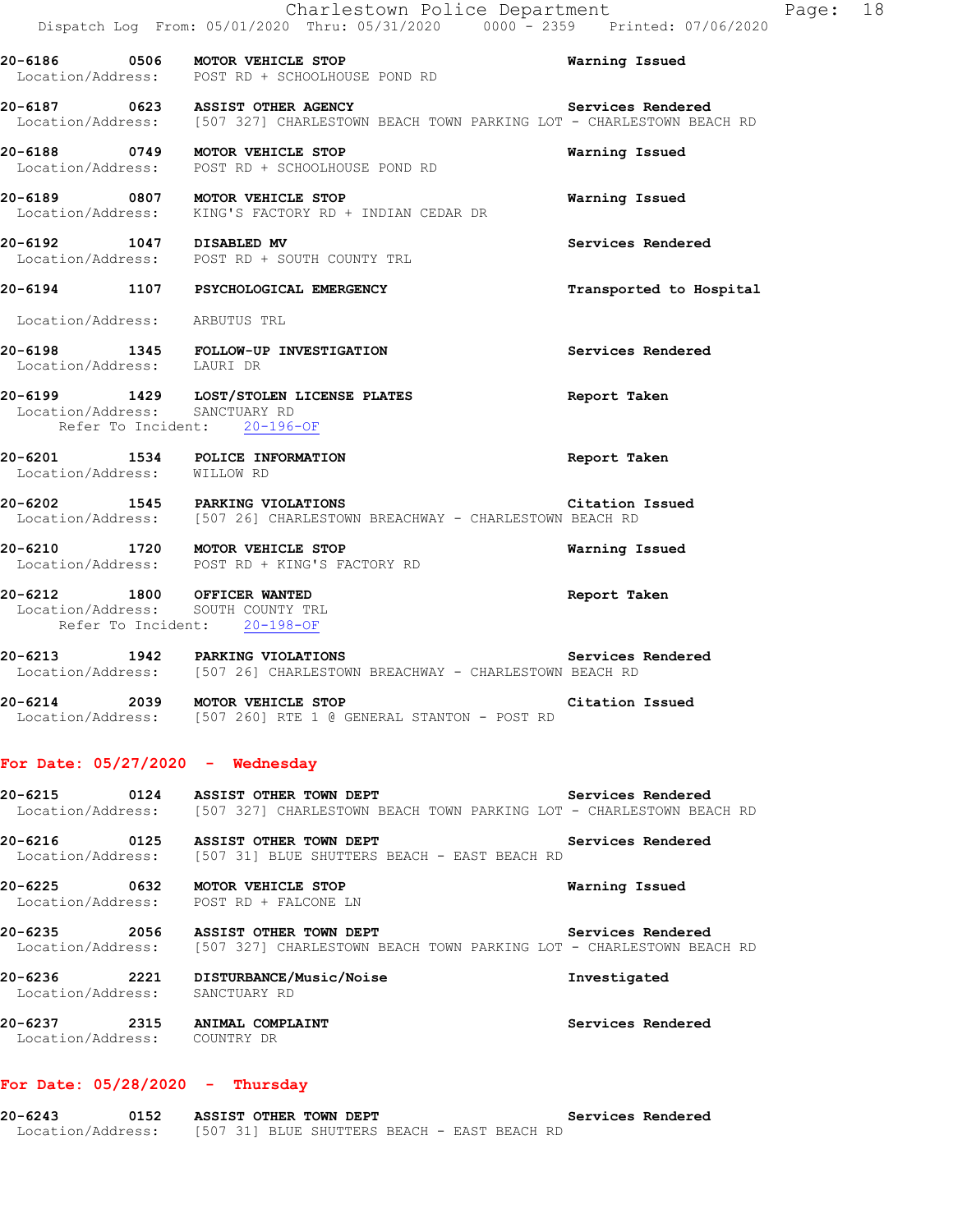**20-6186 0506 MOTOR VEHICLE STOP** Warning Issued
Location/Address: POST RD + SCHOOLHOUSE POND RD

**20-6187 0623 ASSIST OTHER AGENCY** Services Rendered
Location/Address: [507 327] CHARLESTOWN BEACH TOWN PARKING LOT - CHARLESTOWN BEACH RD

**20-6188 0749 MOTOR VEHICLE STOP** Warning Issued
Location/Address: POST RD + SCHOOLHOUSE POND RD

**20-6189 0807 MOTOR VEHICLE STOP** Warning Issued
Location/Address: KING'S FACTORY RD + INDIAN CEDAR DR

**20-6192 1047 DISABLED MV** Services Rendered
Location/Address: POST RD + SOUTH COUNTY TRL

**20-6194 1107 PSYCHOLOGICAL EMERGENCY** Transported to Hospital
Location/Address: ARBUTUS TRL

**20-6198 1345 FOLLOW-UP INVESTIGATION** Services Rendered
Location/Address: LAURI DR

**20-6199 1429 LOST/STOLEN LICENSE PLATES** Report Taken
Location/Address: SANCTUARY RD
Refer To Incident: 20-196-OF

**20-6201 1534 POLICE INFORMATION** Report Taken
Location/Address: WILLOW RD

**20-6202 1545 PARKING VIOLATIONS** Citation Issued
Location/Address: [507 26] CHARLESTOWN BREACHWAY - CHARLESTOWN BEACH RD

**20-6210 1720 MOTOR VEHICLE STOP** Warning Issued
Location/Address: POST RD + KING'S FACTORY RD

**20-6212 1800 OFFICER WANTED** Report Taken
Location/Address: SOUTH COUNTY TRL
Refer To Incident: 20-198-OF

**20-6213 1942 PARKING VIOLATIONS** Services Rendered
Location/Address: [507 26] CHARLESTOWN BREACHWAY - CHARLESTOWN BEACH RD

**20-6214 2039 MOTOR VEHICLE STOP** Citation Issued
Location/Address: [507 260] RTE 1 @ GENERAL STANTON - POST RD

## For Date: 05/27/2020 - Wednesday

**20-6215 0124 ASSIST OTHER TOWN DEPT** Services Rendered
Location/Address: [507 327] CHARLESTOWN BEACH TOWN PARKING LOT - CHARLESTOWN BEACH RD

**20-6216 0125 ASSIST OTHER TOWN DEPT** Services Rendered
Location/Address: [507 31] BLUE SHUTTERS BEACH - EAST BEACH RD

**20-6225 0632 MOTOR VEHICLE STOP** Warning Issued
Location/Address: POST RD + FALCONE LN

**20-6235 2056 ASSIST OTHER TOWN DEPT** Services Rendered
Location/Address: [507 327] CHARLESTOWN BEACH TOWN PARKING LOT - CHARLESTOWN BEACH RD

**20-6236 2221 DISTURBANCE/Music/Noise** Investigated
Location/Address: SANCTUARY RD

**20-6237 2315 ANIMAL COMPLAINT** Services Rendered
Location/Address: COUNTRY DR

## For Date: 05/28/2020 - Thursday

**20-6243 0152 ASSIST OTHER TOWN DEPT** Services Rendered
Location/Address: [507 31] BLUE SHUTTERS BEACH - EAST BEACH RD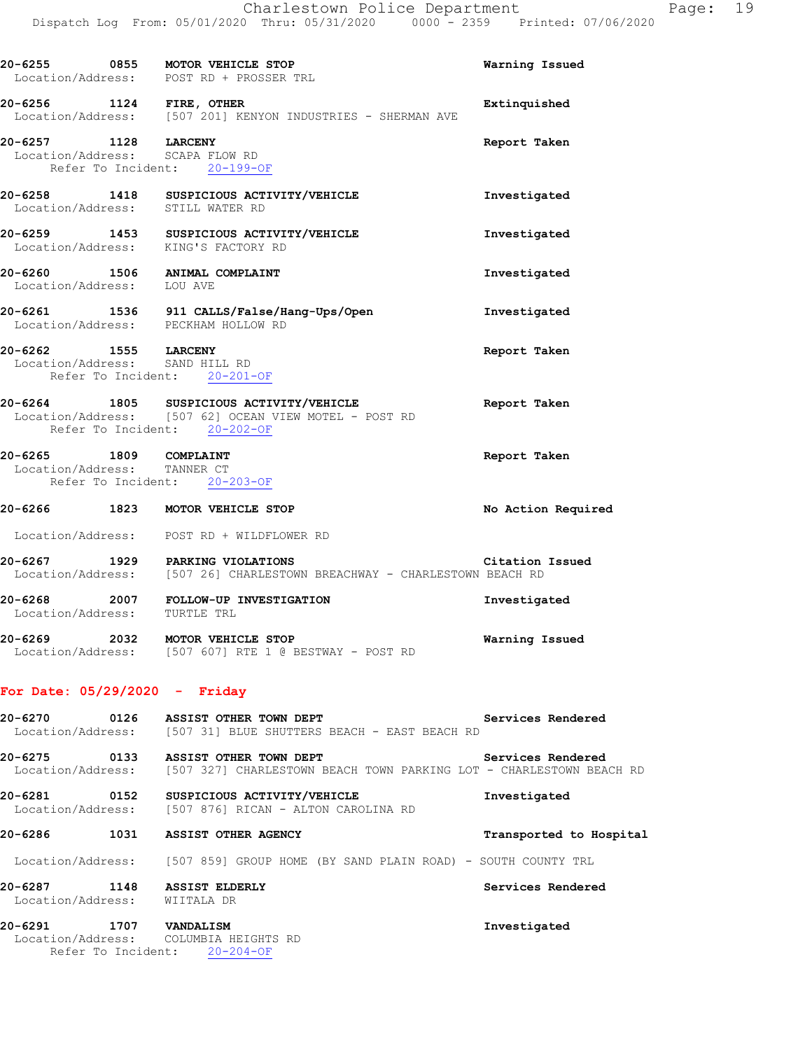**20-6255** 0855 **MOTOR VEHICLE STOP** — **Warning Issued**
Location/Address: POST RD + PROSSER TRL

**20-6256** 1124 **FIRE, OTHER** — **Extinguished**
Location/Address: [507 201] KENYON INDUSTRIES - SHERMAN AVE

**20-6257** 1128 **LARCENY** — **Report Taken**
Location/Address: SCAPA FLOW RD
Refer To Incident: 20-199-OF

**20-6258** 1418 **SUSPICIOUS ACTIVITY/VEHICLE** — **Investigated**
Location/Address: STILL WATER RD

**20-6259** 1453 **SUSPICIOUS ACTIVITY/VEHICLE** — **Investigated**
Location/Address: KING'S FACTORY RD

**20-6260** 1506 **ANIMAL COMPLAINT** — **Investigated**
Location/Address: LOU AVE

**20-6261** 1536 **911 CALLS/False/Hang-Ups/Open** — **Investigated**
Location/Address: PECKHAM HOLLOW RD

**20-6262** 1555 **LARCENY** — **Report Taken**
Location/Address: SAND HILL RD
Refer To Incident: 20-201-OF

**20-6264** 1805 **SUSPICIOUS ACTIVITY/VEHICLE** — **Report Taken**
Location/Address: [507 62] OCEAN VIEW MOTEL - POST RD
Refer To Incident: 20-202-OF

**20-6265** 1809 **COMPLAINT** — **Report Taken**
Location/Address: TANNER CT
Refer To Incident: 20-203-OF

**20-6266** 1823 **MOTOR VEHICLE STOP** — **No Action Required**
Location/Address: POST RD + WILDFLOWER RD

**20-6267** 1929 **PARKING VIOLATIONS** — **Citation Issued**
Location/Address: [507 26] CHARLESTOWN BREACHWAY - CHARLESTOWN BEACH RD

**20-6268** 2007 **FOLLOW-UP INVESTIGATION** — **Investigated**
Location/Address: TURTLE TRL

**20-6269** 2032 **MOTOR VEHICLE STOP** — **Warning Issued**
Location/Address: [507 607] RTE 1 @ BESTWAY - POST RD

## For Date: 05/29/2020 - Friday

**20-6270** 0126 **ASSIST OTHER TOWN DEPT** — **Services Rendered**
Location/Address: [507 31] BLUE SHUTTERS BEACH - EAST BEACH RD

**20-6275** 0133 **ASSIST OTHER TOWN DEPT** — **Services Rendered**
Location/Address: [507 327] CHARLESTOWN BEACH TOWN PARKING LOT - CHARLESTOWN BEACH RD

**20-6281** 0152 **SUSPICIOUS ACTIVITY/VEHICLE** — **Investigated**
Location/Address: [507 876] RICAN - ALTON CAROLINA RD

**20-6286** 1031 **ASSIST OTHER AGENCY** — **Transported to Hospital**
Location/Address: [507 859] GROUP HOME (BY SAND PLAIN ROAD) - SOUTH COUNTY TRL

**20-6287** 1148 **ASSIST ELDERLY** — **Services Rendered**
Location/Address: WIITALA DR

**20-6291** 1707 **VANDALISM** — **Investigated**
Location/Address: COLUMBIA HEIGHTS RD
Refer To Incident: 20-204-OF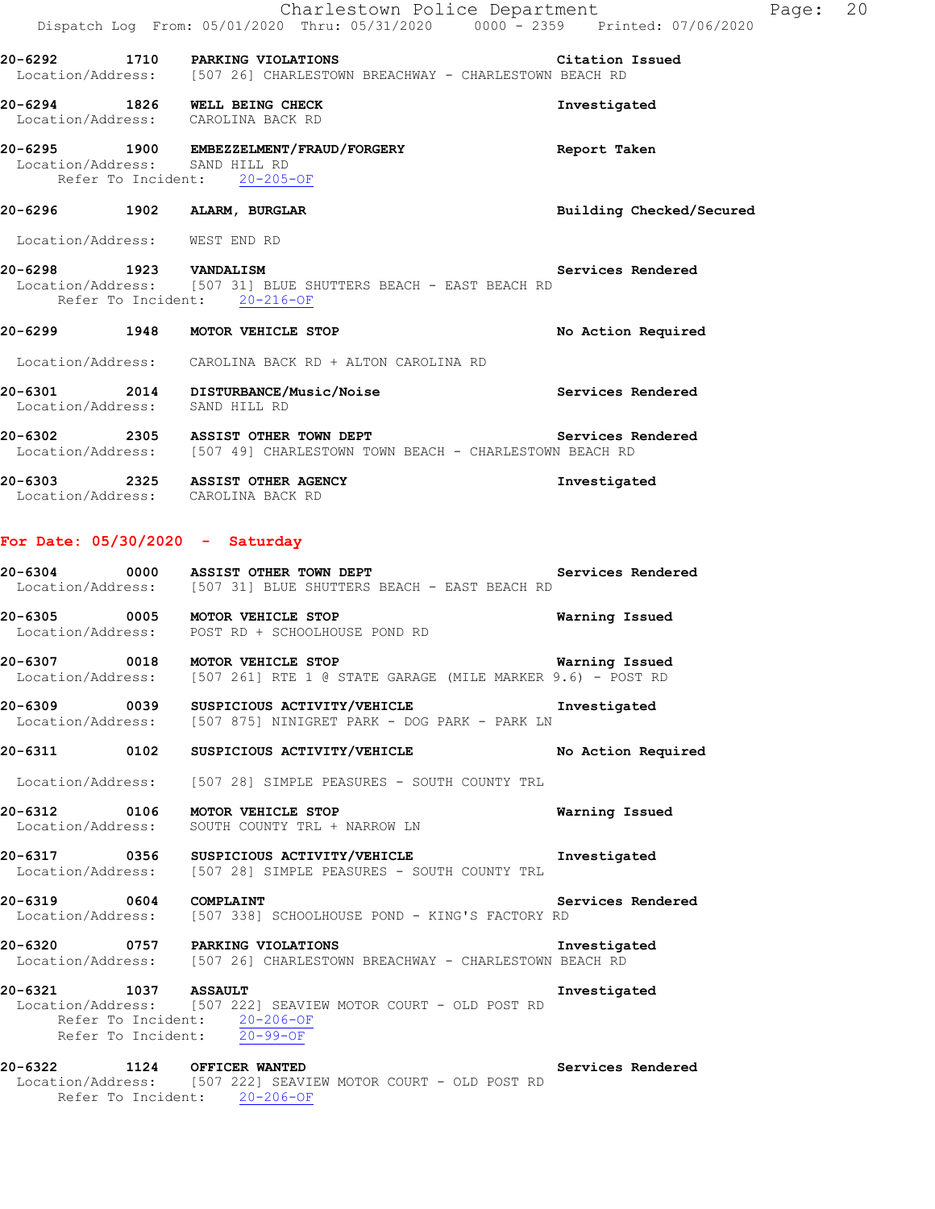**20-6292** 1710 **PARKING VIOLATIONS** **Citation Issued**
Location/Address: [507 26] CHARLESTOWN BREACHWAY - CHARLESTOWN BEACH RD

**20-6294** 1826 **WELL BEING CHECK** **Investigated**
Location/Address: CAROLINA BACK RD

**20-6295** 1900 **EMBEZZELMENT/FRAUD/FORGERY** **Report Taken**
Location/Address: SAND HILL RD
Refer To Incident: 20-205-OF

**20-6296** 1902 **ALARM, BURGLAR** **Building Checked/Secured**
Location/Address: WEST END RD

**20-6298** 1923 **VANDALISM** **Services Rendered**
Location/Address: [507 31] BLUE SHUTTERS BEACH - EAST BEACH RD
Refer To Incident: 20-216-OF

**20-6299** 1948 **MOTOR VEHICLE STOP** **No Action Required**
Location/Address: CAROLINA BACK RD + ALTON CAROLINA RD

**20-6301** 2014 **DISTURBANCE/Music/Noise** **Services Rendered**
Location/Address: SAND HILL RD

**20-6302** 2305 **ASSIST OTHER TOWN DEPT** **Services Rendered**
Location/Address: [507 49] CHARLESTOWN TOWN BEACH - CHARLESTOWN BEACH RD

**20-6303** 2325 **ASSIST OTHER AGENCY** **Investigated**
Location/Address: CAROLINA BACK RD

## For Date: 05/30/2020 - Saturday

**20-6304** 0000 **ASSIST OTHER TOWN DEPT** **Services Rendered**
Location/Address: [507 31] BLUE SHUTTERS BEACH - EAST BEACH RD

**20-6305** 0005 **MOTOR VEHICLE STOP** **Warning Issued**
Location/Address: POST RD + SCHOOLHOUSE POND RD

**20-6307** 0018 **MOTOR VEHICLE STOP** **Warning Issued**
Location/Address: [507 261] RTE 1 @ STATE GARAGE (MILE MARKER 9.6) - POST RD

**20-6309** 0039 **SUSPICIOUS ACTIVITY/VEHICLE** **Investigated**
Location/Address: [507 875] NINIGRET PARK - DOG PARK - PARK LN

**20-6311** 0102 **SUSPICIOUS ACTIVITY/VEHICLE** **No Action Required**
Location/Address: [507 28] SIMPLE PEASURES - SOUTH COUNTY TRL

**20-6312** 0106 **MOTOR VEHICLE STOP** **Warning Issued**
Location/Address: SOUTH COUNTY TRL + NARROW LN

**20-6317** 0356 **SUSPICIOUS ACTIVITY/VEHICLE** **Investigated**
Location/Address: [507 28] SIMPLE PEASURES - SOUTH COUNTY TRL

**20-6319** 0604 **COMPLAINT** **Services Rendered**
Location/Address: [507 338] SCHOOLHOUSE POND - KING'S FACTORY RD

**20-6320** 0757 **PARKING VIOLATIONS** **Investigated**
Location/Address: [507 26] CHARLESTOWN BREACHWAY - CHARLESTOWN BEACH RD

**20-6321** 1037 **ASSAULT** **Investigated**
Location/Address: [507 222] SEAVIEW MOTOR COURT - OLD POST RD
Refer To Incident: 20-206-OF
Refer To Incident: 20-99-OF

**20-6322** 1124 **OFFICER WANTED** **Services Rendered**
Location/Address: [507 222] SEAVIEW MOTOR COURT - OLD POST RD
Refer To Incident: 20-206-OF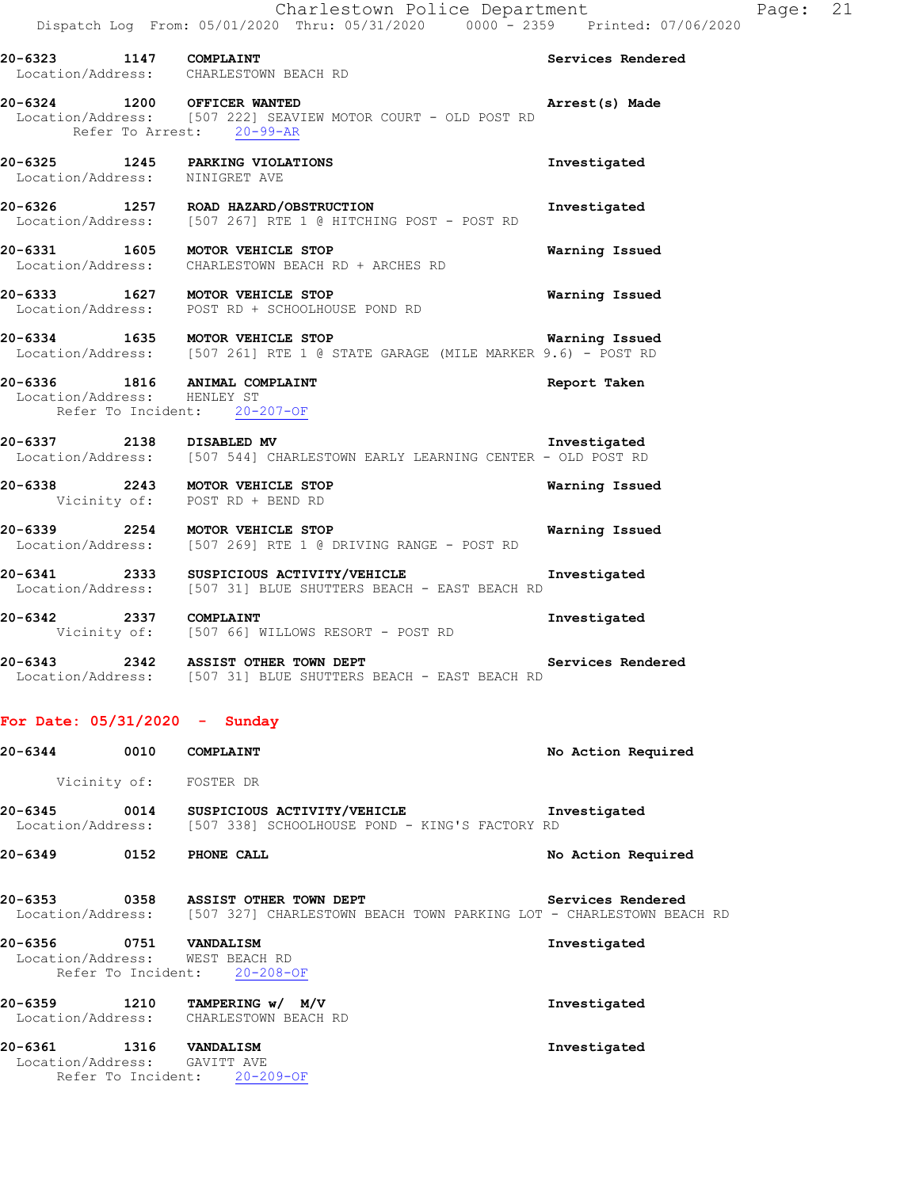20-6323 1147 COMPLAINT Services Rendered
Location/Address: CHARLESTOWN BEACH RD

20-6324 1200 OFFICER WANTED Arrest(s) Made
Location/Address: [507 222] SEAVIEW MOTOR COURT - OLD POST RD
Refer To Arrest: 20-99-AR

20-6325 1245 PARKING VIOLATIONS Investigated
Location/Address: NINIGRET AVE

20-6326 1257 ROAD HAZARD/OBSTRUCTION Investigated
Location/Address: [507 267] RTE 1 @ HITCHING POST - POST RD

20-6331 1605 MOTOR VEHICLE STOP Warning Issued
Location/Address: CHARLESTOWN BEACH RD + ARCHES RD

20-6333 1627 MOTOR VEHICLE STOP Warning Issued
Location/Address: POST RD + SCHOOLHOUSE POND RD

20-6334 1635 MOTOR VEHICLE STOP Warning Issued
Location/Address: [507 261] RTE 1 @ STATE GARAGE (MILE MARKER 9.6) - POST RD

20-6336 1816 ANIMAL COMPLAINT Report Taken
Location/Address: HENLEY ST
Refer To Incident: 20-207-OF

20-6337 2138 DISABLED MV Investigated
Location/Address: [507 544] CHARLESTOWN EARLY LEARNING CENTER - OLD POST RD

20-6338 2243 MOTOR VEHICLE STOP Warning Issued
Vicinity of: POST RD + BEND RD

20-6339 2254 MOTOR VEHICLE STOP Warning Issued
Location/Address: [507 269] RTE 1 @ DRIVING RANGE - POST RD

20-6341 2333 SUSPICIOUS ACTIVITY/VEHICLE Investigated
Location/Address: [507 31] BLUE SHUTTERS BEACH - EAST BEACH RD

20-6342 2337 COMPLAINT Investigated
Vicinity of: [507 66] WILLOWS RESORT - POST RD

20-6343 2342 ASSIST OTHER TOWN DEPT Services Rendered
Location/Address: [507 31] BLUE SHUTTERS BEACH - EAST BEACH RD

**For Date: 05/31/2020 - Sunday**

20-6344 0010 COMPLAINT No Action Required
Vicinity of: FOSTER DR

20-6345 0014 SUSPICIOUS ACTIVITY/VEHICLE Investigated
Location/Address: [507 338] SCHOOLHOUSE POND - KING'S FACTORY RD

20-6349 0152 PHONE CALL No Action Required

20-6353 0358 ASSIST OTHER TOWN DEPT Services Rendered
Location/Address: [507 327] CHARLESTOWN BEACH TOWN PARKING LOT - CHARLESTOWN BEACH RD

20-6356 0751 VANDALISM Investigated
Location/Address: WEST BEACH RD
Refer To Incident: 20-208-OF

20-6359 1210 TAMPERING w/ M/V Investigated
Location/Address: CHARLESTOWN BEACH RD

20-6361 1316 VANDALISM Investigated
Location/Address: GAVITT AVE
Refer To Incident: 20-209-OF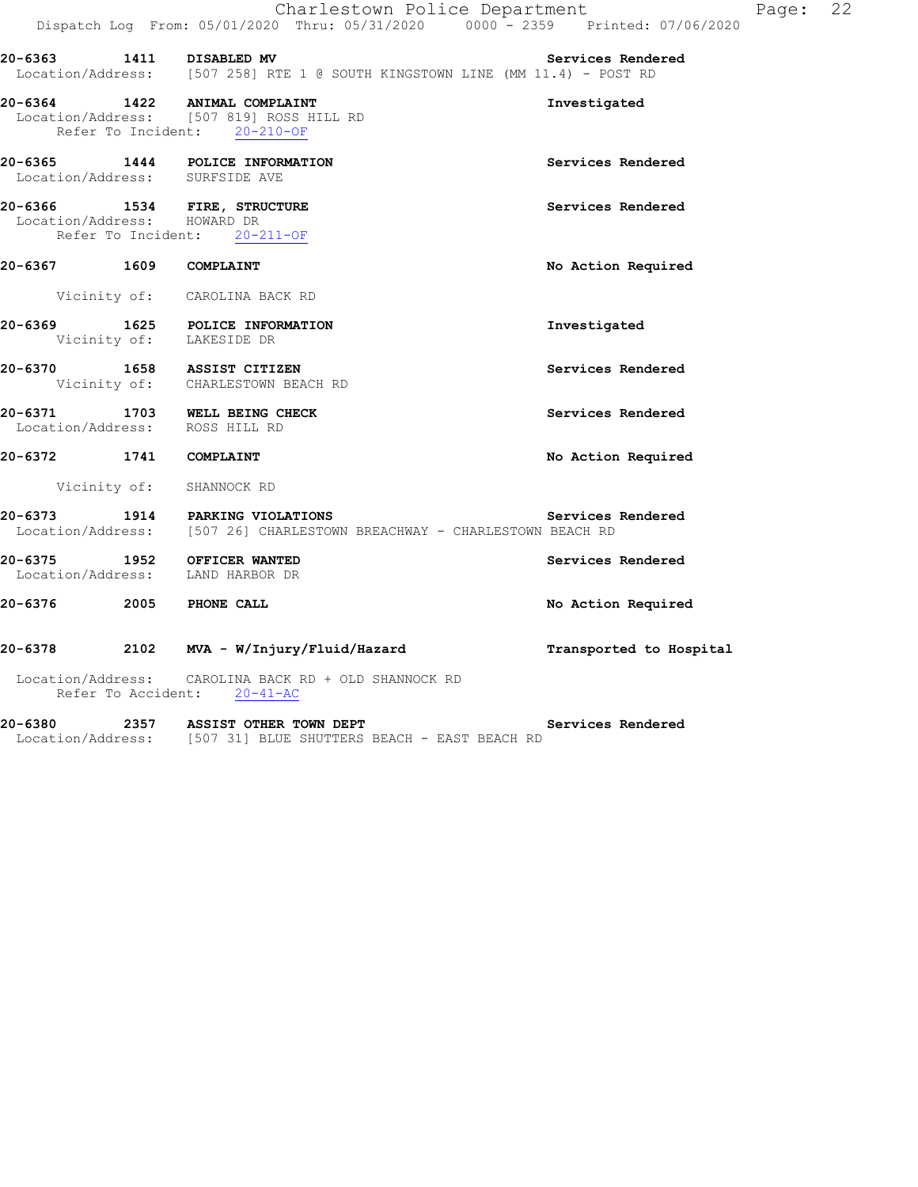**20-6363 1411 DISABLED MV** **Services Rendered**
Location/Address: [507 258] RTE 1 @ SOUTH KINGSTOWN LINE (MM 11.4) - POST RD

**20-6364 1422 ANIMAL COMPLAINT** **Investigated**
Location/Address: [507 819] ROSS HILL RD
Refer To Incident: 20-210-OF

**20-6365 1444 POLICE INFORMATION** **Services Rendered**
Location/Address: SURFSIDE AVE

**20-6366 1534 FIRE, STRUCTURE** **Services Rendered**
Location/Address: HOWARD DR
Refer To Incident: 20-211-OF

**20-6367 1609 COMPLAINT** **No Action Required**

Vicinity of: CAROLINA BACK RD

**20-6369 1625 POLICE INFORMATION** **Investigated**
Vicinity of: LAKESIDE DR

**20-6370 1658 ASSIST CITIZEN** **Services Rendered**
Vicinity of: CHARLESTOWN BEACH RD

**20-6371 1703 WELL BEING CHECK** **Services Rendered**
Location/Address: ROSS HILL RD

**20-6372 1741 COMPLAINT** **No Action Required**

Vicinity of: SHANNOCK RD

**20-6373 1914 PARKING VIOLATIONS** **Services Rendered**
Location/Address: [507 26] CHARLESTOWN BREACHWAY - CHARLESTOWN BEACH RD

**20-6375 1952 OFFICER WANTED** **Services Rendered**
Location/Address: LAND HARBOR DR

**20-6376 2005 PHONE CALL** **No Action Required**

**20-6378 2102 MVA - W/Injury/Fluid/Hazard** **Transported to Hospital**

Location/Address: CAROLINA BACK RD + OLD SHANNOCK RD
Refer To Accident: 20-41-AC

**20-6380 2357 ASSIST OTHER TOWN DEPT** **Services Rendered**
Location/Address: [507 31] BLUE SHUTTERS BEACH - EAST BEACH RD